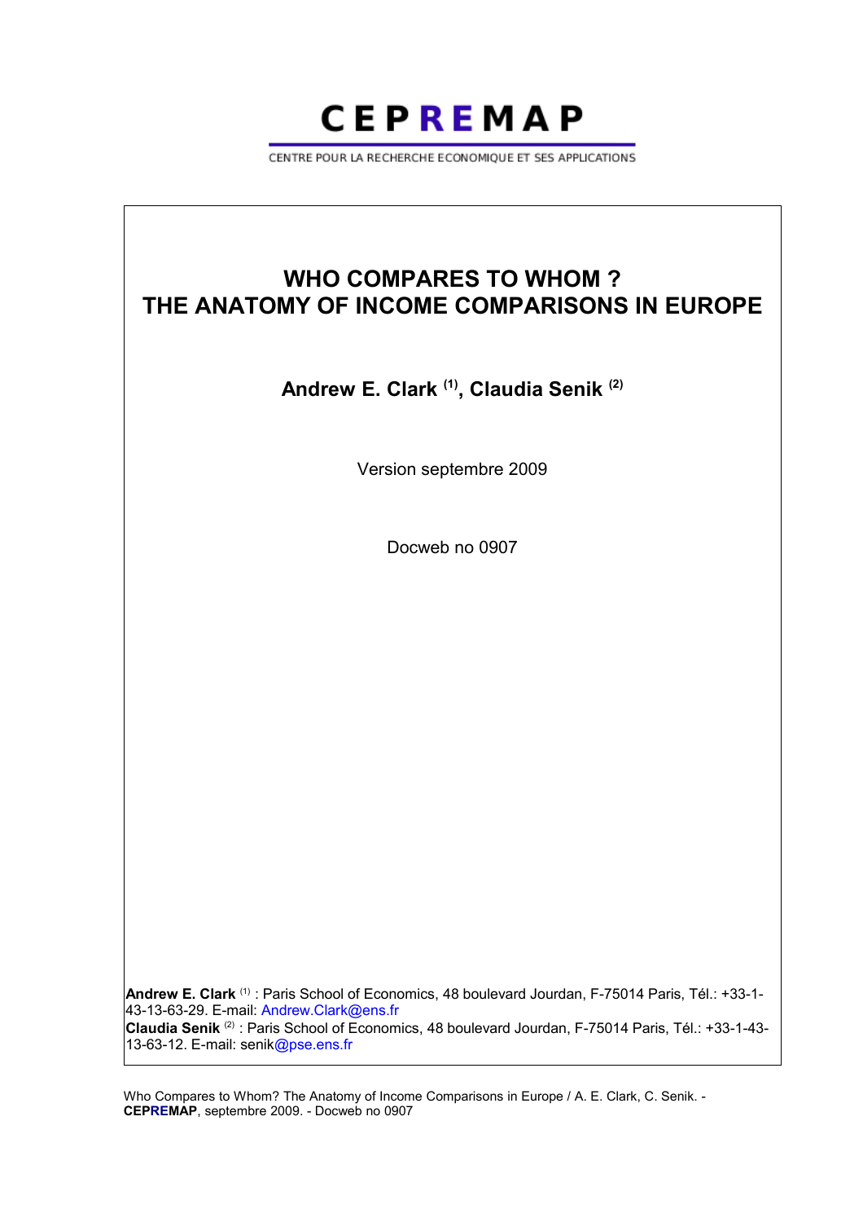# CEPREMAP

CENTRE POUR LA RECHERCHE ECONOMIQUE ET SES APPLICATIONS

# WHO COMPARES TO WHOM ? THE ANATOMY OF INCOME COMPARISONS IN EUROPE

**Andrew E. Clark [(1)], Claudia Senik [(2)]**

Version septembre 2009

Docweb no 0907

**Andrew E. Clark** [(1)] : Paris School of Economics, 48 boulevard Jourdan, F-75014 Paris, Tél.: +33-1-43-13-63-29. E-mail: Andrew.Clark@ens.fr
**Claudia Senik** [(2)] : Paris School of Economics, 48 boulevard Jourdan, F-75014 Paris, Tél.: +33-1-43-13-63-12. E-mail: senik@pse.ens.fr

Who Compares to Whom? The Anatomy of Income Comparisons in Europe / A. E. Clark, C. Senik. - **CEPREMAP**, septembre 2009. - Docweb no 0907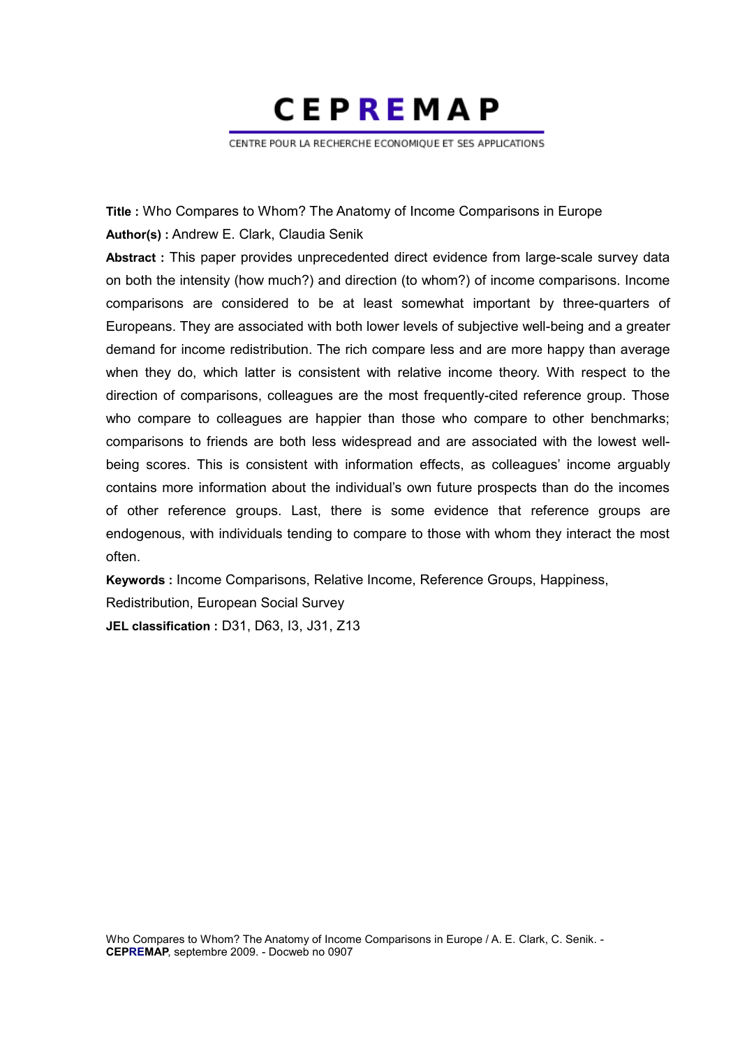# CEPREMAP

CENTRE POUR LA RECHERCHE ECONOMIQUE ET SES APPLICATIONS

**Title :** Who Compares to Whom? The Anatomy of Income Comparisons in Europe

**Author(s) :** Andrew E. Clark, Claudia Senik

**Abstract :** This paper provides unprecedented direct evidence from large-scale survey data on both the intensity (how much?) and direction (to whom?) of income comparisons. Income comparisons are considered to be at least somewhat important by three-quarters of Europeans. They are associated with both lower levels of subjective well-being and a greater demand for income redistribution. The rich compare less and are more happy than average when they do, which latter is consistent with relative income theory. With respect to the direction of comparisons, colleagues are the most frequently-cited reference group. Those who compare to colleagues are happier than those who compare to other benchmarks; comparisons to friends are both less widespread and are associated with the lowest well-being scores. This is consistent with information effects, as colleagues' income arguably contains more information about the individual's own future prospects than do the incomes of other reference groups. Last, there is some evidence that reference groups are endogenous, with individuals tending to compare to those with whom they interact the most often.

**Keywords :** Income Comparisons, Relative Income, Reference Groups, Happiness, Redistribution, European Social Survey

**JEL classification :** D31, D63, I3, J31, Z13

Who Compares to Whom? The Anatomy of Income Comparisons in Europe / A. E. Clark, C. Senik. - **CEPREMAP**, septembre 2009. - Docweb no 0907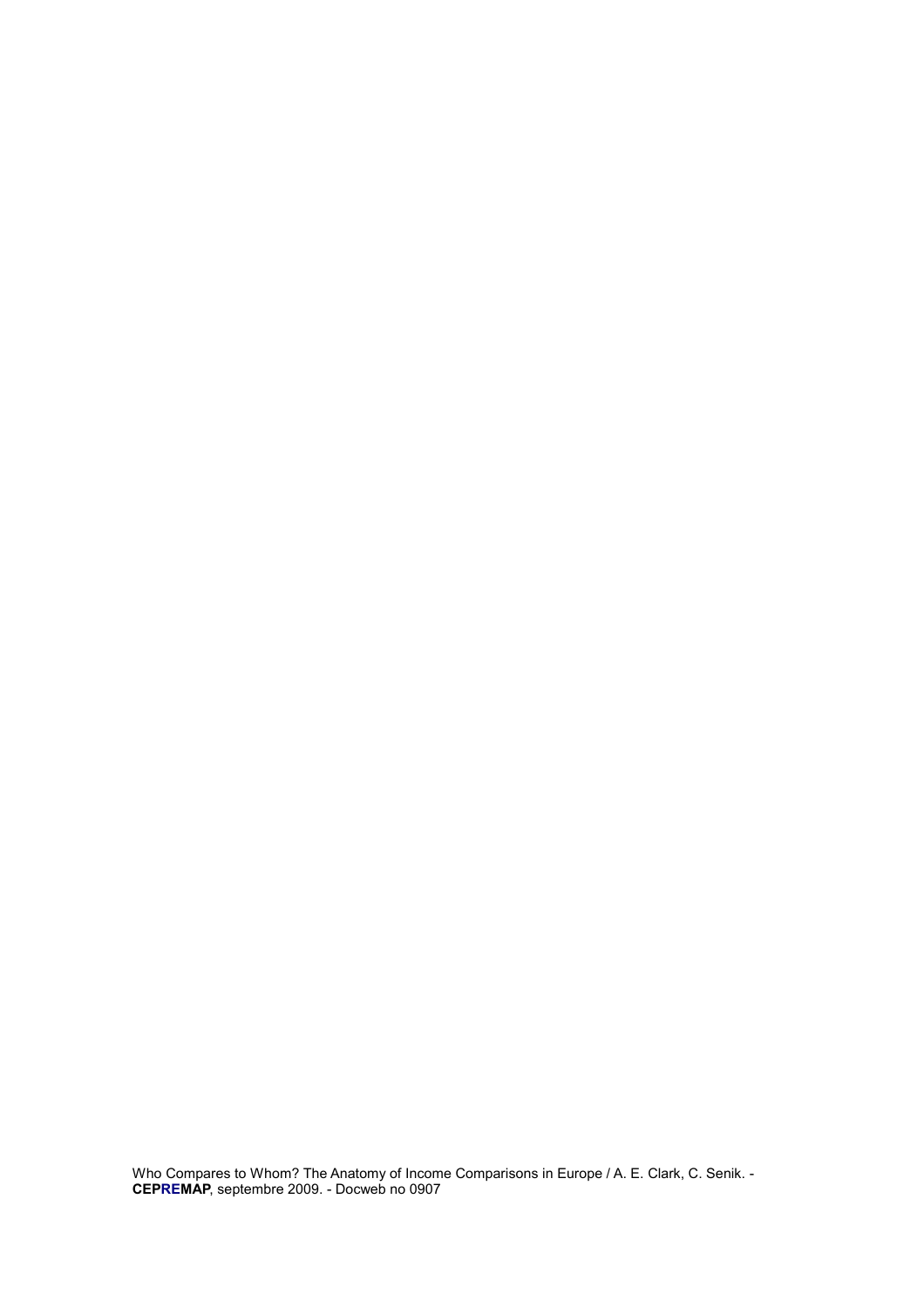Who Compares to Whom? The Anatomy of Income Comparisons in Europe / A. E. Clark, C. Senik. - **CEPREMAP**, septembre 2009. - Docweb no 0907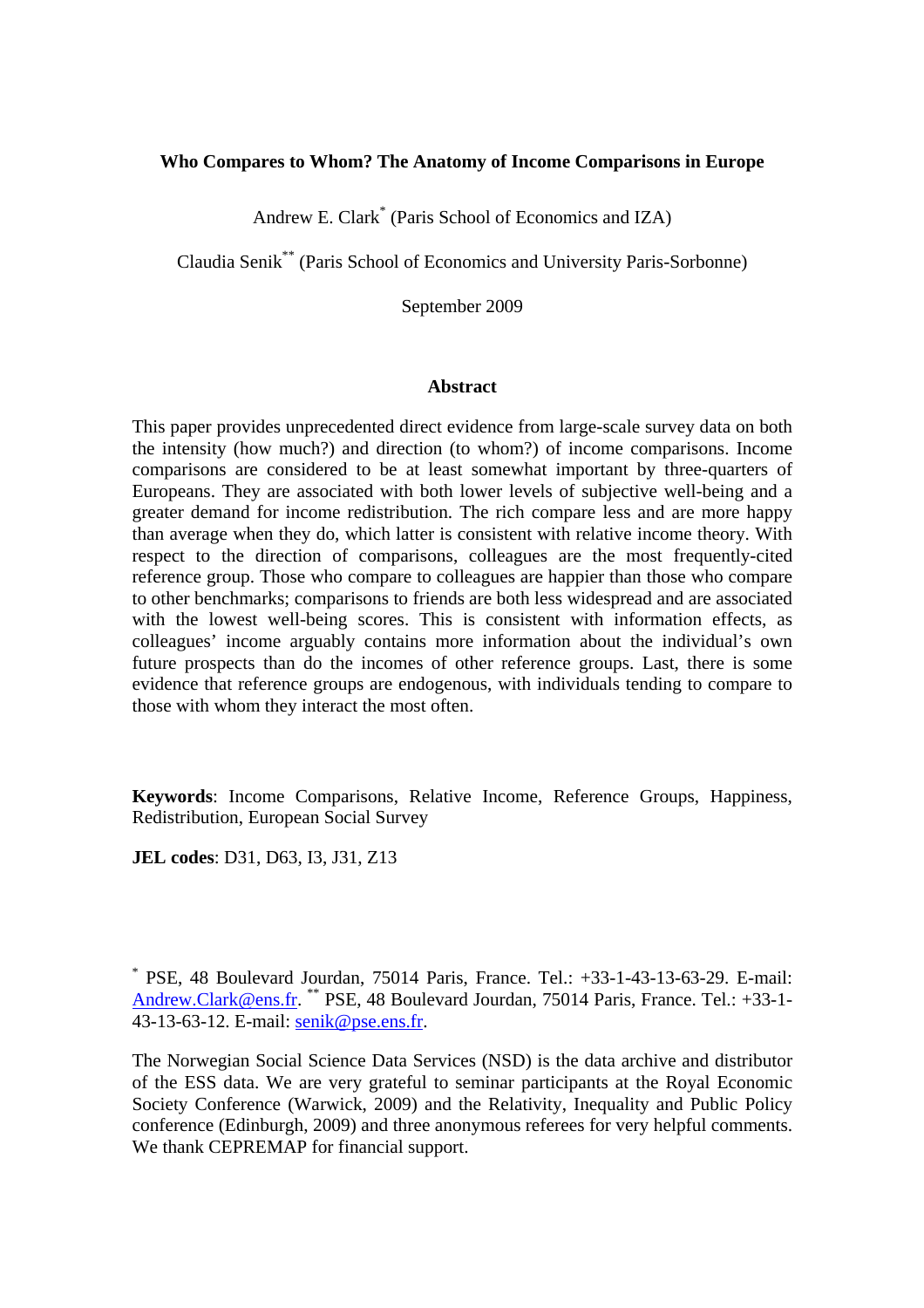**Who Compares to Whom? The Anatomy of Income Comparisons in Europe**

Andrew E. Clark[*] (Paris School of Economics and IZA)

Claudia Senik[**] (Paris School of Economics and University Paris-Sorbonne)

September 2009

**Abstract**

This paper provides unprecedented direct evidence from large-scale survey data on both the intensity (how much?) and direction (to whom?) of income comparisons. Income comparisons are considered to be at least somewhat important by three-quarters of Europeans. They are associated with both lower levels of subjective well-being and a greater demand for income redistribution. The rich compare less and are more happy than average when they do, which latter is consistent with relative income theory. With respect to the direction of comparisons, colleagues are the most frequently-cited reference group. Those who compare to colleagues are happier than those who compare to other benchmarks; comparisons to friends are both less widespread and are associated with the lowest well-being scores. This is consistent with information effects, as colleagues' income arguably contains more information about the individual's own future prospects than do the incomes of other reference groups. Last, there is some evidence that reference groups are endogenous, with individuals tending to compare to those with whom they interact the most often.

**Keywords**: Income Comparisons, Relative Income, Reference Groups, Happiness, Redistribution, European Social Survey

**JEL codes**: D31, D63, I3, J31, Z13

[*] PSE, 48 Boulevard Jourdan, 75014 Paris, France. Tel.: +33-1-43-13-63-29. E-mail: Andrew.Clark@ens.fr. [**] PSE, 48 Boulevard Jourdan, 75014 Paris, France. Tel.: +33-1-43-13-63-12. E-mail: senik@pse.ens.fr.

The Norwegian Social Science Data Services (NSD) is the data archive and distributor of the ESS data. We are very grateful to seminar participants at the Royal Economic Society Conference (Warwick, 2009) and the Relativity, Inequality and Public Policy conference (Edinburgh, 2009) and three anonymous referees for very helpful comments. We thank CEPREMAP for financial support.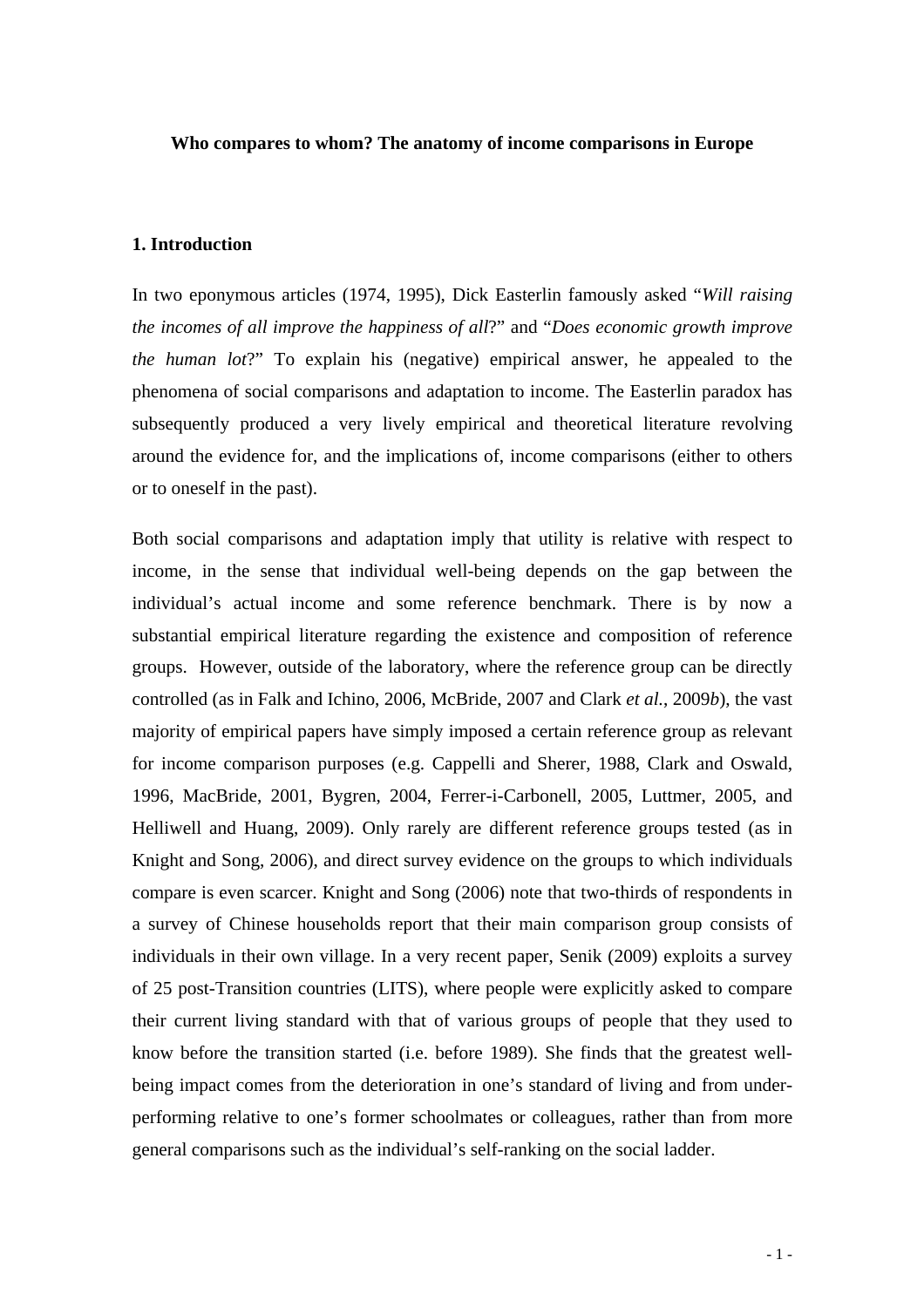**Who compares to whom? The anatomy of income comparisons in Europe**

## 1. Introduction

In two eponymous articles (1974, 1995), Dick Easterlin famously asked "*Will raising the incomes of all improve the happiness of all*?" and "*Does economic growth improve the human lot*?" To explain his (negative) empirical answer, he appealed to the phenomena of social comparisons and adaptation to income. The Easterlin paradox has subsequently produced a very lively empirical and theoretical literature revolving around the evidence for, and the implications of, income comparisons (either to others or to oneself in the past).

Both social comparisons and adaptation imply that utility is relative with respect to income, in the sense that individual well-being depends on the gap between the individual's actual income and some reference benchmark. There is by now a substantial empirical literature regarding the existence and composition of reference groups. However, outside of the laboratory, where the reference group can be directly controlled (as in Falk and Ichino, 2006, McBride, 2007 and Clark *et al.*, 2009*b*), the vast majority of empirical papers have simply imposed a certain reference group as relevant for income comparison purposes (e.g. Cappelli and Sherer, 1988, Clark and Oswald, 1996, MacBride, 2001, Bygren, 2004, Ferrer-i-Carbonell, 2005, Luttmer, 2005, and Helliwell and Huang, 2009). Only rarely are different reference groups tested (as in Knight and Song, 2006), and direct survey evidence on the groups to which individuals compare is even scarcer. Knight and Song (2006) note that two-thirds of respondents in a survey of Chinese households report that their main comparison group consists of individuals in their own village. In a very recent paper, Senik (2009) exploits a survey of 25 post-Transition countries (LITS), where people were explicitly asked to compare their current living standard with that of various groups of people that they used to know before the transition started (i.e. before 1989). She finds that the greatest well-being impact comes from the deterioration in one's standard of living and from under-performing relative to one's former schoolmates or colleagues, rather than from more general comparisons such as the individual's self-ranking on the social ladder.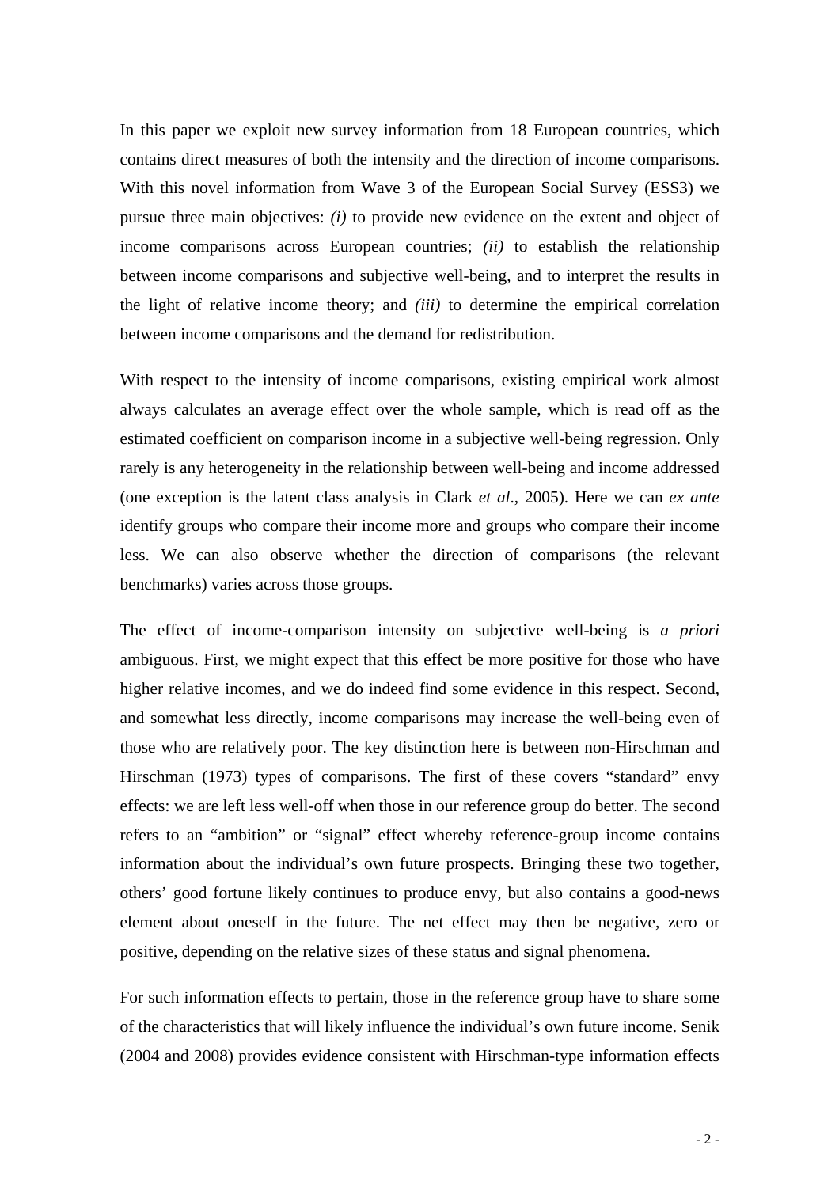In this paper we exploit new survey information from 18 European countries, which contains direct measures of both the intensity and the direction of income comparisons. With this novel information from Wave 3 of the European Social Survey (ESS3) we pursue three main objectives: *(i)* to provide new evidence on the extent and object of income comparisons across European countries; *(ii)* to establish the relationship between income comparisons and subjective well-being, and to interpret the results in the light of relative income theory; and *(iii)* to determine the empirical correlation between income comparisons and the demand for redistribution.

With respect to the intensity of income comparisons, existing empirical work almost always calculates an average effect over the whole sample, which is read off as the estimated coefficient on comparison income in a subjective well-being regression. Only rarely is any heterogeneity in the relationship between well-being and income addressed (one exception is the latent class analysis in Clark *et al*., 2005). Here we can *ex ante* identify groups who compare their income more and groups who compare their income less. We can also observe whether the direction of comparisons (the relevant benchmarks) varies across those groups.

The effect of income-comparison intensity on subjective well-being is *a priori* ambiguous. First, we might expect that this effect be more positive for those who have higher relative incomes, and we do indeed find some evidence in this respect. Second, and somewhat less directly, income comparisons may increase the well-being even of those who are relatively poor. The key distinction here is between non-Hirschman and Hirschman (1973) types of comparisons. The first of these covers "standard" envy effects: we are left less well-off when those in our reference group do better. The second refers to an "ambition" or "signal" effect whereby reference-group income contains information about the individual's own future prospects. Bringing these two together, others' good fortune likely continues to produce envy, but also contains a good-news element about oneself in the future. The net effect may then be negative, zero or positive, depending on the relative sizes of these status and signal phenomena.

For such information effects to pertain, those in the reference group have to share some of the characteristics that will likely influence the individual's own future income. Senik (2004 and 2008) provides evidence consistent with Hirschman-type information effects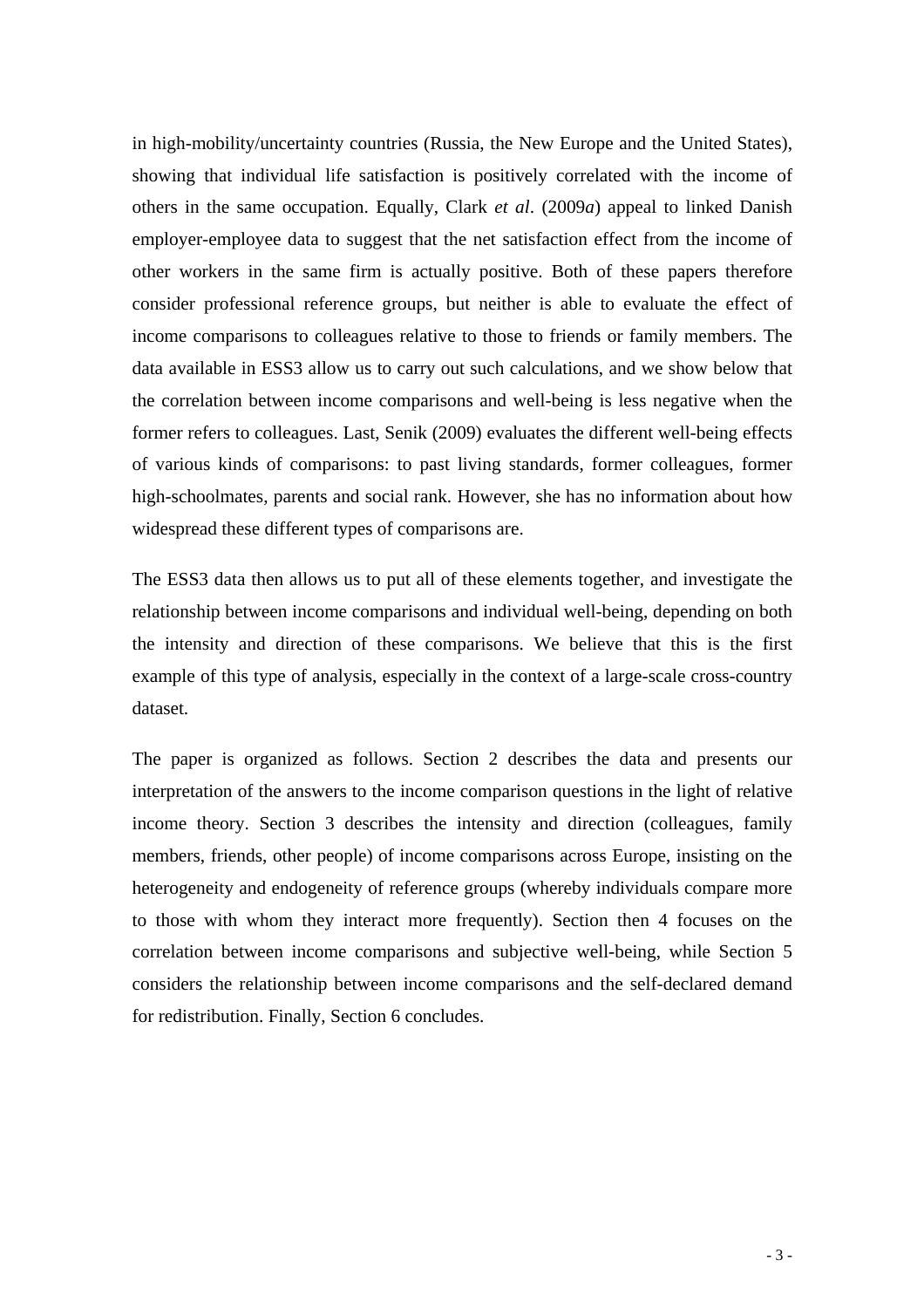in high-mobility/uncertainty countries (Russia, the New Europe and the United States), showing that individual life satisfaction is positively correlated with the income of others in the same occupation. Equally, Clark *et al*. (2009*a*) appeal to linked Danish employer-employee data to suggest that the net satisfaction effect from the income of other workers in the same firm is actually positive. Both of these papers therefore consider professional reference groups, but neither is able to evaluate the effect of income comparisons to colleagues relative to those to friends or family members. The data available in ESS3 allow us to carry out such calculations, and we show below that the correlation between income comparisons and well-being is less negative when the former refers to colleagues. Last, Senik (2009) evaluates the different well-being effects of various kinds of comparisons: to past living standards, former colleagues, former high-schoolmates, parents and social rank. However, she has no information about how widespread these different types of comparisons are.

The ESS3 data then allows us to put all of these elements together, and investigate the relationship between income comparisons and individual well-being, depending on both the intensity and direction of these comparisons. We believe that this is the first example of this type of analysis, especially in the context of a large-scale cross-country dataset.

The paper is organized as follows. Section 2 describes the data and presents our interpretation of the answers to the income comparison questions in the light of relative income theory. Section 3 describes the intensity and direction (colleagues, family members, friends, other people) of income comparisons across Europe, insisting on the heterogeneity and endogeneity of reference groups (whereby individuals compare more to those with whom they interact more frequently). Section then 4 focuses on the correlation between income comparisons and subjective well-being, while Section 5 considers the relationship between income comparisons and the self-declared demand for redistribution. Finally, Section 6 concludes.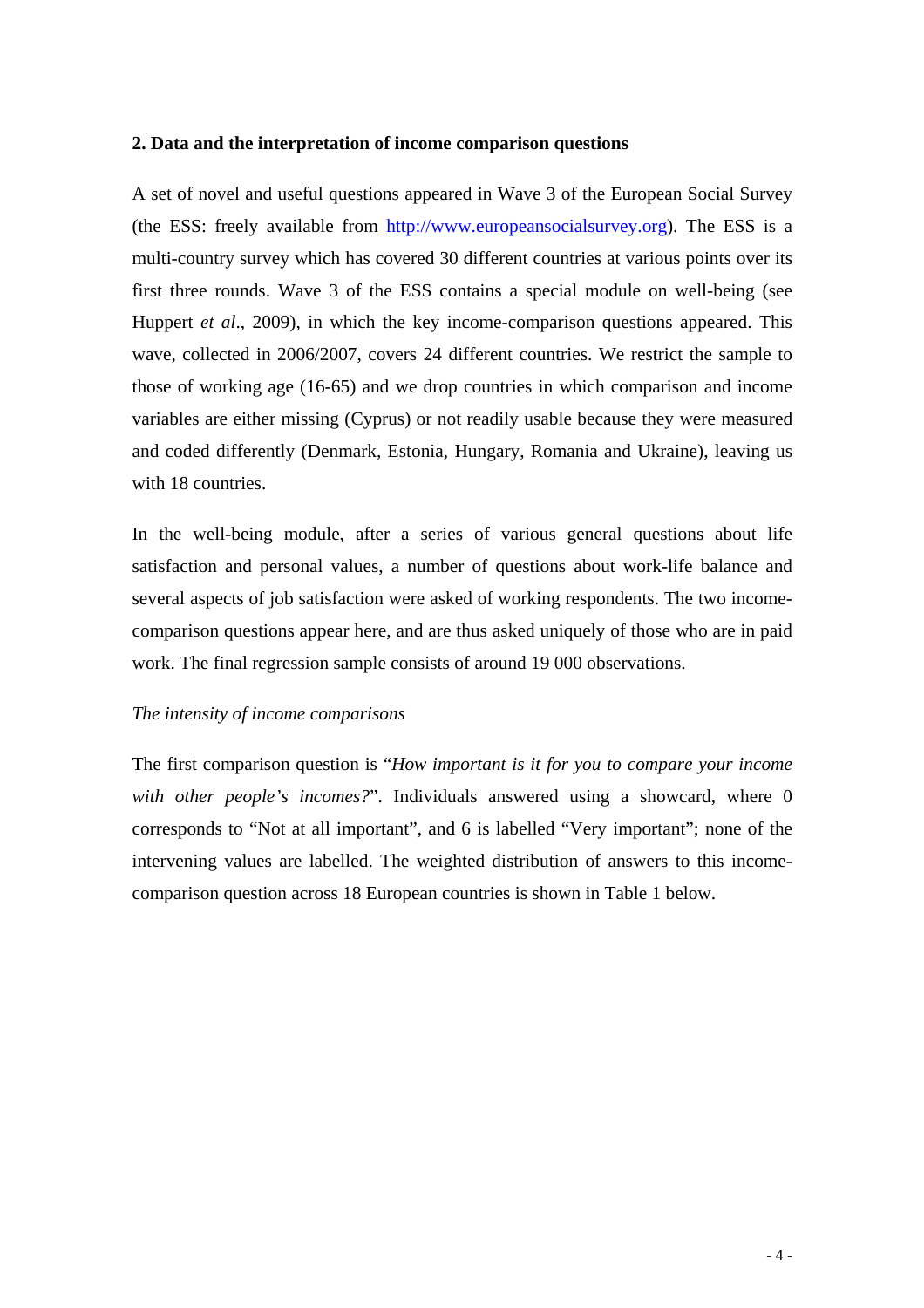## 2. Data and the interpretation of income comparison questions

A set of novel and useful questions appeared in Wave 3 of the European Social Survey (the ESS: freely available from http://www.europeansocialsurvey.org). The ESS is a multi-country survey which has covered 30 different countries at various points over its first three rounds. Wave 3 of the ESS contains a special module on well-being (see Huppert *et al*., 2009), in which the key income-comparison questions appeared. This wave, collected in 2006/2007, covers 24 different countries. We restrict the sample to those of working age (16-65) and we drop countries in which comparison and income variables are either missing (Cyprus) or not readily usable because they were measured and coded differently (Denmark, Estonia, Hungary, Romania and Ukraine), leaving us with 18 countries.

In the well-being module, after a series of various general questions about life satisfaction and personal values, a number of questions about work-life balance and several aspects of job satisfaction were asked of working respondents. The two income-comparison questions appear here, and are thus asked uniquely of those who are in paid work. The final regression sample consists of around 19 000 observations.

*The intensity of income comparisons*

The first comparison question is "*How important is it for you to compare your income with other people's incomes?*". Individuals answered using a showcard, where 0 corresponds to "Not at all important", and 6 is labelled "Very important"; none of the intervening values are labelled. The weighted distribution of answers to this income-comparison question across 18 European countries is shown in Table 1 below.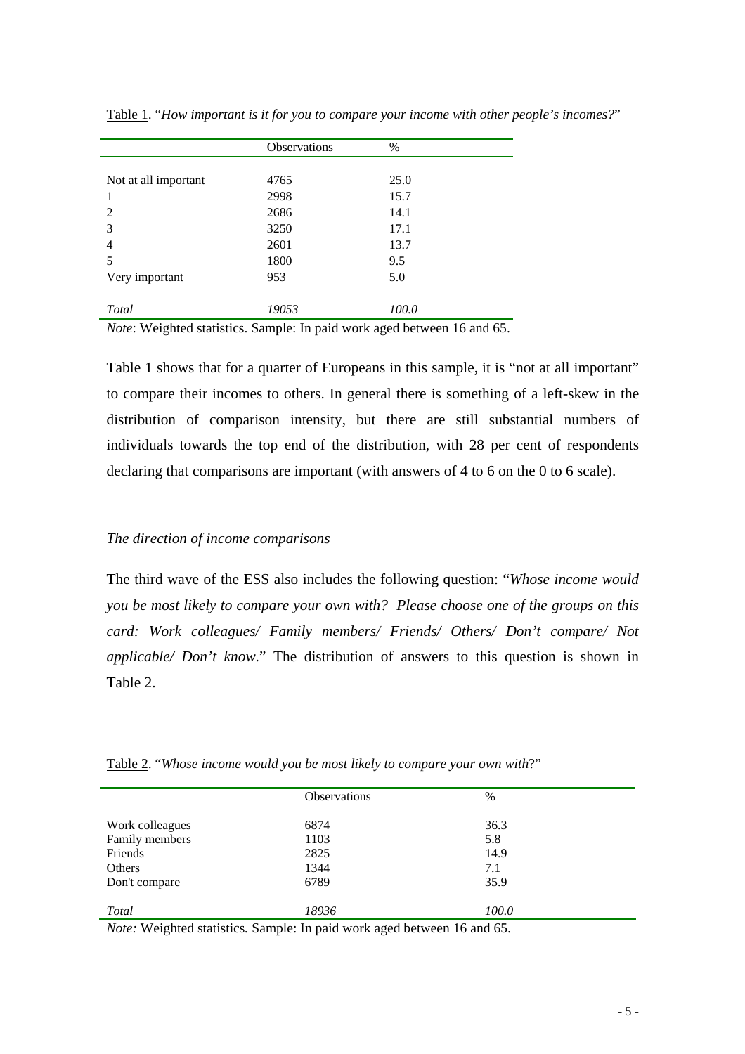Table 1. "*How important is it for you to compare your income with other people's incomes?*"

| | Observations | % |
|---|---|---|
| Not at all important | 4765 | 25.0 |
| 1 | 2998 | 15.7 |
| 2 | 2686 | 14.1 |
| 3 | 3250 | 17.1 |
| 4 | 2601 | 13.7 |
| 5 | 1800 | 9.5 |
| Very important | 953 | 5.0 |
| *Total* | *19053* | *100.0* |

*Note*: Weighted statistics. Sample: In paid work aged between 16 and 65.

Table 1 shows that for a quarter of Europeans in this sample, it is "not at all important" to compare their incomes to others. In general there is something of a left-skew in the distribution of comparison intensity, but there are still substantial numbers of individuals towards the top end of the distribution, with 28 per cent of respondents declaring that comparisons are important (with answers of 4 to 6 on the 0 to 6 scale).

*The direction of income comparisons*

The third wave of the ESS also includes the following question: "*Whose income would you be most likely to compare your own with? Please choose one of the groups on this card: Work colleagues/ Family members/ Friends/ Others/ Don't compare/ Not applicable/ Don't know*." The distribution of answers to this question is shown in Table 2.

Table 2. "*Whose income would you be most likely to compare your own with*?"

| | Observations | % |
|---|---|---|
| Work colleagues | 6874 | 36.3 |
| Family members | 1103 | 5.8 |
| Friends | 2825 | 14.9 |
| Others | 1344 | 7.1 |
| Don't compare | 6789 | 35.9 |
| *Total* | *18936* | *100.0* |

*Note:* Weighted statistics. Sample: In paid work aged between 16 and 65.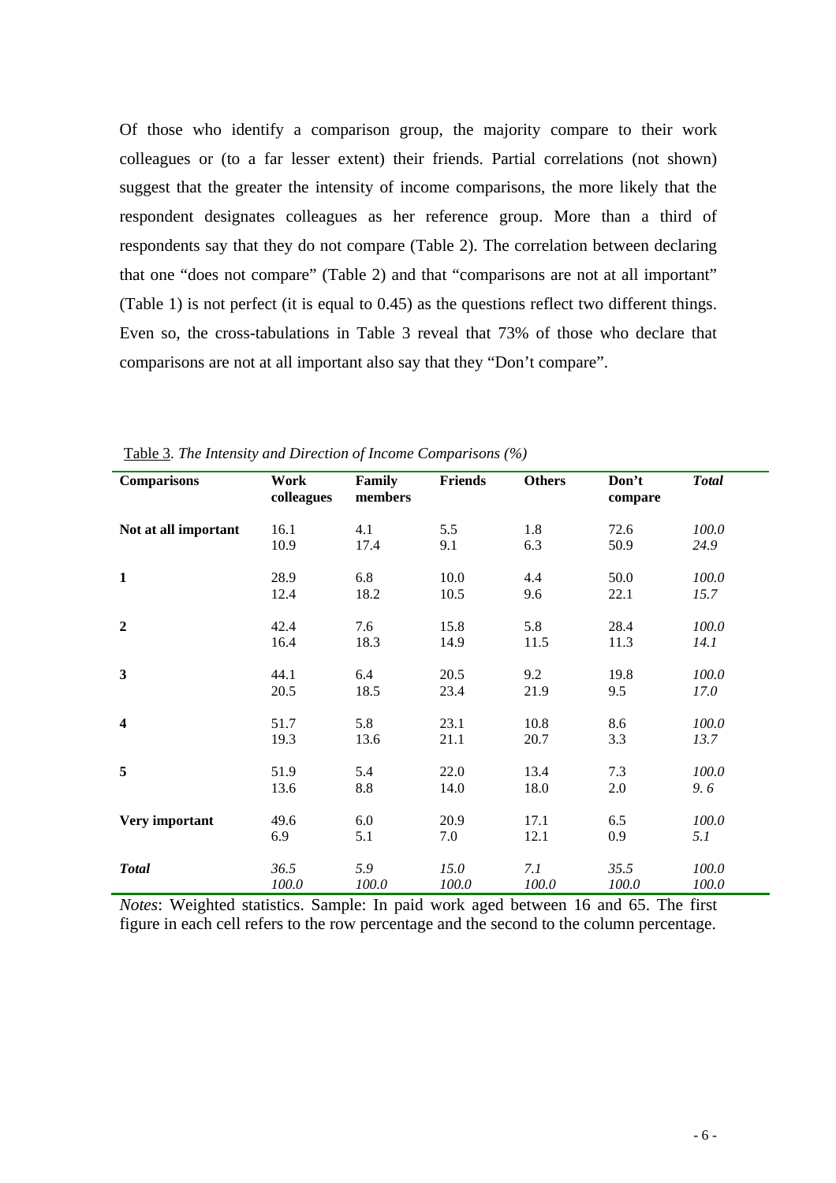Of those who identify a comparison group, the majority compare to their work colleagues or (to a far lesser extent) their friends. Partial correlations (not shown) suggest that the greater the intensity of income comparisons, the more likely that the respondent designates colleagues as her reference group. More than a third of respondents say that they do not compare (Table 2). The correlation between declaring that one "does not compare" (Table 2) and that "comparisons are not at all important" (Table 1) is not perfect (it is equal to 0.45) as the questions reflect two different things. Even so, the cross-tabulations in Table 3 reveal that 73% of those who declare that comparisons are not at all important also say that they "Don't compare".

Table 3. *The Intensity and Direction of Income Comparisons (%)*

| **Comparisons** | **Work colleagues** | **Family members** | **Friends** | **Others** | **Don't compare** | ***Total*** |
|---|---|---|---|---|---|---|
| **Not at all important** | 16.1<br>10.9 | 4.1<br>17.4 | 5.5<br>9.1 | 1.8<br>6.3 | 72.6<br>50.9 | *100.0*<br>*24.9* |
| **1** | 28.9<br>12.4 | 6.8<br>18.2 | 10.0<br>10.5 | 4.4<br>9.6 | 50.0<br>22.1 | *100.0*<br>*15.7* |
| **2** | 42.4<br>16.4 | 7.6<br>18.3 | 15.8<br>14.9 | 5.8<br>11.5 | 28.4<br>11.3 | *100.0*<br>*14.1* |
| **3** | 44.1<br>20.5 | 6.4<br>18.5 | 20.5<br>23.4 | 9.2<br>21.9 | 19.8<br>9.5 | *100.0*<br>*17.0* |
| **4** | 51.7<br>19.3 | 5.8<br>13.6 | 23.1<br>21.1 | 10.8<br>20.7 | 8.6<br>3.3 | *100.0*<br>*13.7* |
| **5** | 51.9<br>13.6 | 5.4<br>8.8 | 22.0<br>14.0 | 13.4<br>18.0 | 7.3<br>2.0 | *100.0*<br>*9. 6* |
| **Very important** | 49.6<br>6.9 | 6.0<br>5.1 | 20.9<br>7.0 | 17.1<br>12.1 | 6.5<br>0.9 | *100.0*<br>*5.1* |
| ***Total*** | *36.5*<br>*100.0* | *5.9*<br>*100.0* | *15.0*<br>*100.0* | *7.1*<br>*100.0* | *35.5*<br>*100.0* | *100.0*<br>*100.0* |

*Notes*: Weighted statistics. Sample: In paid work aged between 16 and 65. The first figure in each cell refers to the row percentage and the second to the column percentage.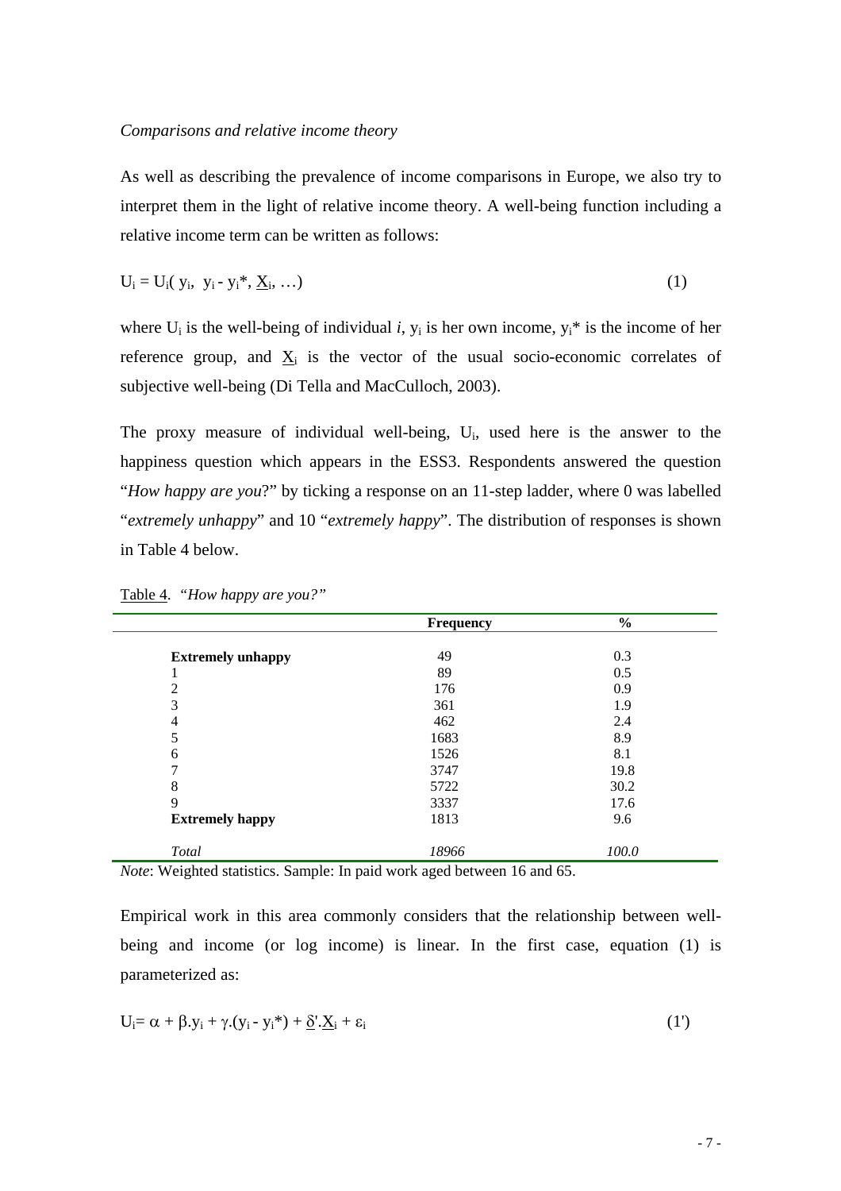*Comparisons and relative income theory*

As well as describing the prevalence of income comparisons in Europe, we also try to interpret them in the light of relative income theory. A well-being function including a relative income term can be written as follows:

$$U_i = U_i( y_i,\ y_i - y_i^*, \underline{X}_i, \ldots) \tag{1}$$

where $U_i$ is the well-being of individual *i*, $y_i$ is her own income, $y_i^*$ is the income of her reference group, and $\underline{X}_i$ is the vector of the usual socio-economic correlates of subjective well-being (Di Tella and MacCulloch, 2003).

The proxy measure of individual well-being, $U_i$, used here is the answer to the happiness question which appears in the ESS3. Respondents answered the question "*How happy are you*?" by ticking a response on an 11-step ladder, where 0 was labelled "*extremely unhappy*" and 10 "*extremely happy*". The distribution of responses is shown in Table 4 below.

Table 4. *"How happy are you?"*

| | **Frequency** | **%** |
|---|---|---|
| **Extremely unhappy** | 49 | 0.3 |
| 1 | 89 | 0.5 |
| 2 | 176 | 0.9 |
| 3 | 361 | 1.9 |
| 4 | 462 | 2.4 |
| 5 | 1683 | 8.9 |
| 6 | 1526 | 8.1 |
| 7 | 3747 | 19.8 |
| 8 | 5722 | 30.2 |
| 9 | 3337 | 17.6 |
| **Extremely happy** | 1813 | 9.6 |
| *Total* | *18966* | *100.0* |

*Note*: Weighted statistics. Sample: In paid work aged between 16 and 65.

Empirical work in this area commonly considers that the relationship between well-being and income (or log income) is linear. In the first case, equation (1) is parameterized as:

$$U_i = \alpha + \beta.y_i + \gamma.(y_i - y_i^*) + \underline{\delta}'.\underline{X}_i + \varepsilon_i \tag{1'}$$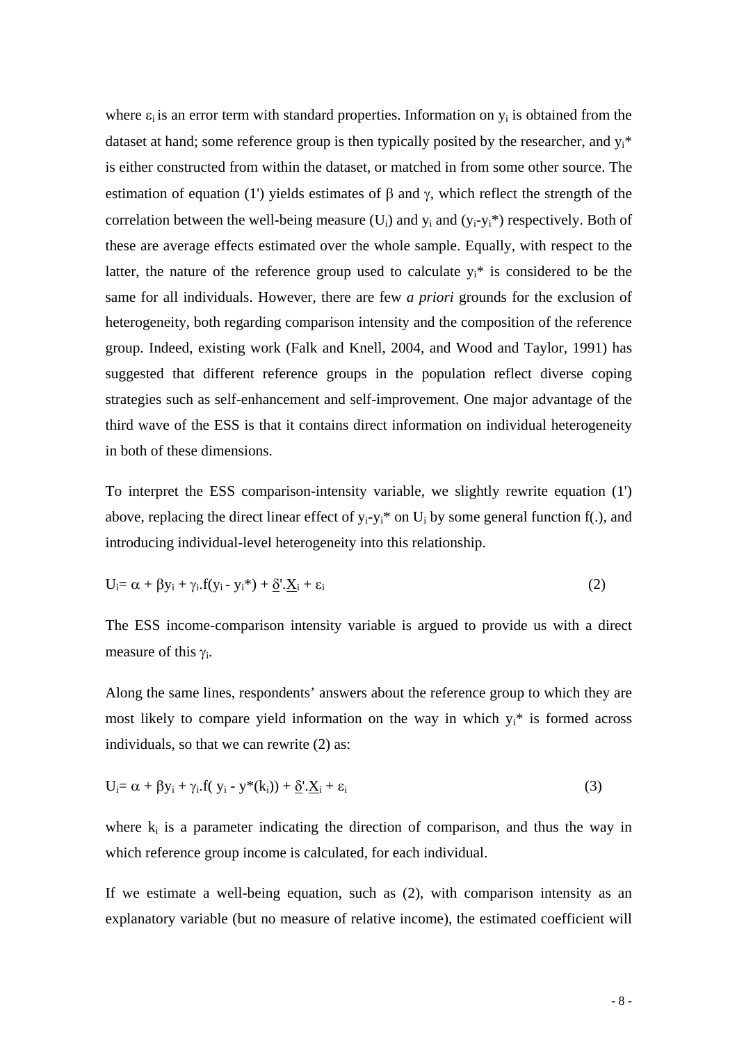where $\varepsilon_i$ is an error term with standard properties. Information on $y_i$ is obtained from the dataset at hand; some reference group is then typically posited by the researcher, and $y_i^*$ is either constructed from within the dataset, or matched in from some other source. The estimation of equation (1') yields estimates of $\beta$ and $\gamma$, which reflect the strength of the correlation between the well-being measure ($U_i$) and $y_i$ and ($y_i$-$y_i^*$) respectively. Both of these are average effects estimated over the whole sample. Equally, with respect to the latter, the nature of the reference group used to calculate $y_i^*$ is considered to be the same for all individuals. However, there are few *a priori* grounds for the exclusion of heterogeneity, both regarding comparison intensity and the composition of the reference group. Indeed, existing work (Falk and Knell, 2004, and Wood and Taylor, 1991) has suggested that different reference groups in the population reflect diverse coping strategies such as self-enhancement and self-improvement. One major advantage of the third wave of the ESS is that it contains direct information on individual heterogeneity in both of these dimensions.

To interpret the ESS comparison-intensity variable, we slightly rewrite equation (1') above, replacing the direct linear effect of $y_i$-$y_i^*$ on $U_i$ by some general function f(.), and introducing individual-level heterogeneity into this relationship.

$$U_i = \alpha + \beta y_i + \gamma_i . f(y_i - y_i^*) + \underline{\delta}' . \underline{X}_i + \varepsilon_i \qquad (2)$$

The ESS income-comparison intensity variable is argued to provide us with a direct measure of this $\gamma_i$.

Along the same lines, respondents' answers about the reference group to which they are most likely to compare yield information on the way in which $y_i^*$ is formed across individuals, so that we can rewrite (2) as:

$$U_i = \alpha + \beta y_i + \gamma_i . f( y_i - y^*(k_i)) + \underline{\delta}' . \underline{X}_i + \varepsilon_i \qquad (3)$$

where $k_i$ is a parameter indicating the direction of comparison, and thus the way in which reference group income is calculated, for each individual.

If we estimate a well-being equation, such as (2), with comparison intensity as an explanatory variable (but no measure of relative income), the estimated coefficient will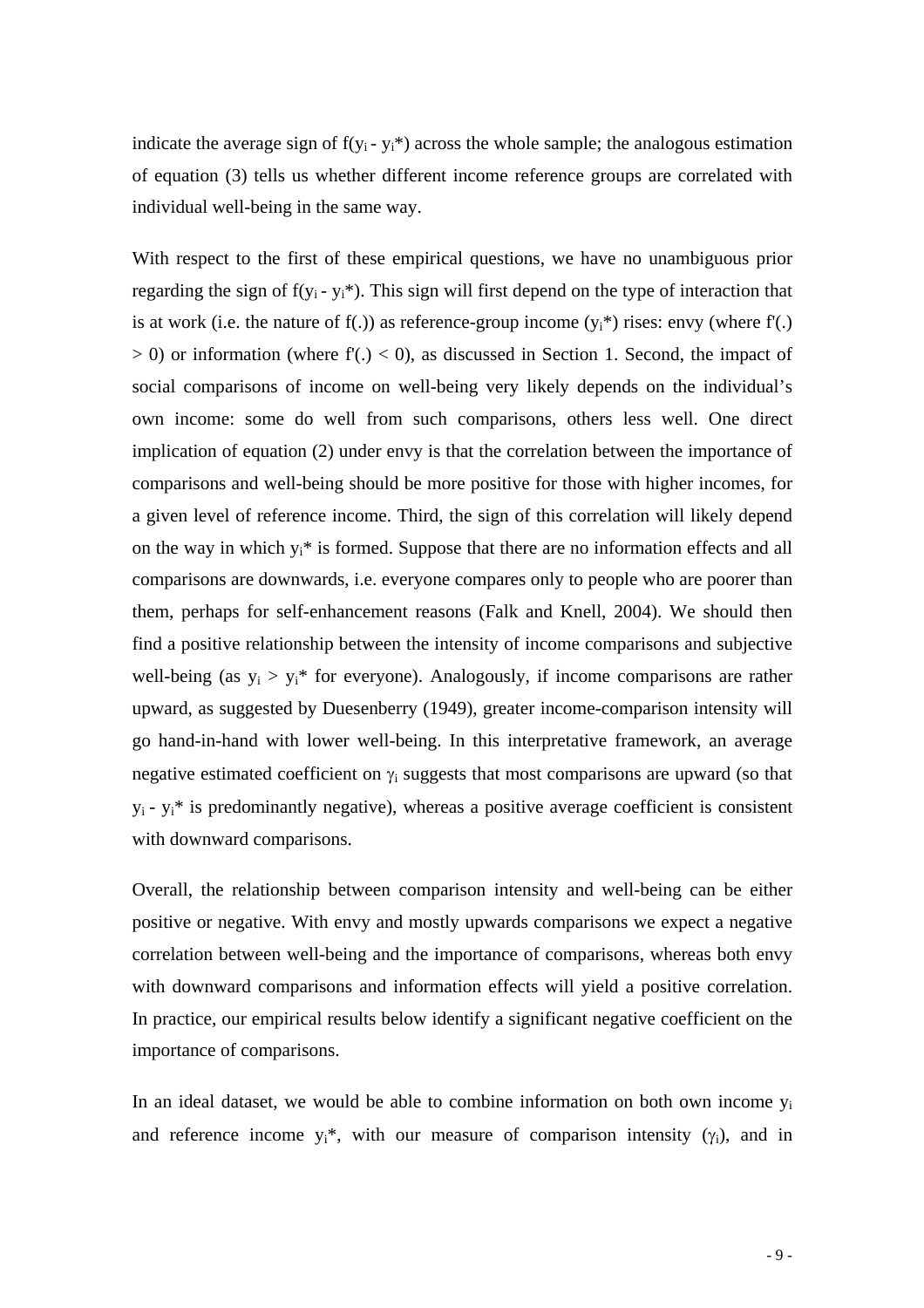indicate the average sign of $f(y_i - y_i^*)$ across the whole sample; the analogous estimation of equation (3) tells us whether different income reference groups are correlated with individual well-being in the same way.

With respect to the first of these empirical questions, we have no unambiguous prior regarding the sign of $f(y_i - y_i^*)$. This sign will first depend on the type of interaction that is at work (i.e. the nature of f(.)) as reference-group income ($y_i^*$) rises: envy (where $f'(.) > 0$) or information (where $f'(.) < 0$), as discussed in Section 1. Second, the impact of social comparisons of income on well-being very likely depends on the individual's own income: some do well from such comparisons, others less well. One direct implication of equation (2) under envy is that the correlation between the importance of comparisons and well-being should be more positive for those with higher incomes, for a given level of reference income. Third, the sign of this correlation will likely depend on the way in which $y_i^*$ is formed. Suppose that there are no information effects and all comparisons are downwards, i.e. everyone compares only to people who are poorer than them, perhaps for self-enhancement reasons (Falk and Knell, 2004). We should then find a positive relationship between the intensity of income comparisons and subjective well-being (as $y_i > y_i^*$ for everyone). Analogously, if income comparisons are rather upward, as suggested by Duesenberry (1949), greater income-comparison intensity will go hand-in-hand with lower well-being. In this interpretative framework, an average negative estimated coefficient on $\gamma_i$ suggests that most comparisons are upward (so that $y_i - y_i^*$ is predominantly negative), whereas a positive average coefficient is consistent with downward comparisons.

Overall, the relationship between comparison intensity and well-being can be either positive or negative. With envy and mostly upwards comparisons we expect a negative correlation between well-being and the importance of comparisons, whereas both envy with downward comparisons and information effects will yield a positive correlation. In practice, our empirical results below identify a significant negative coefficient on the importance of comparisons.

In an ideal dataset, we would be able to combine information on both own income $y_i$ and reference income $y_i^*$, with our measure of comparison intensity ($\gamma_i$), and in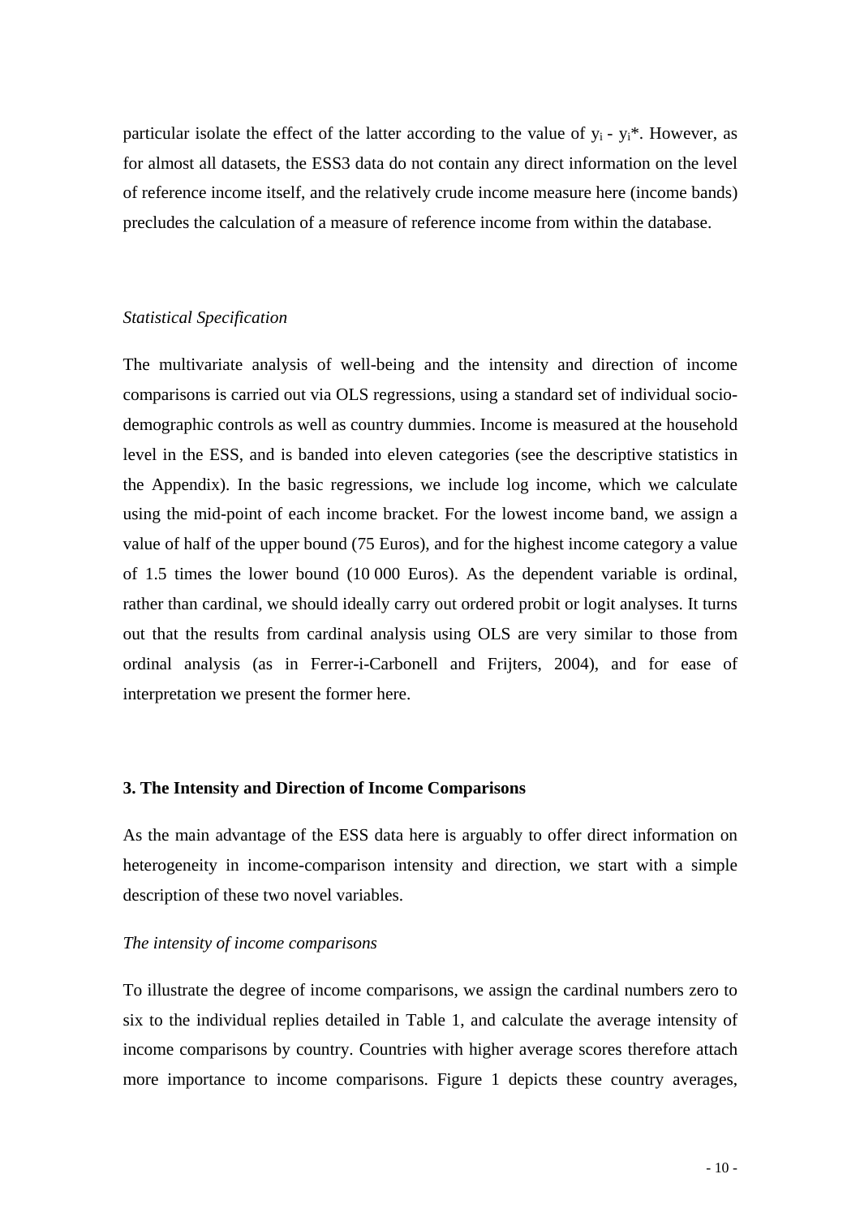particular isolate the effect of the latter according to the value of $y_i$ - $y_i$*. However, as for almost all datasets, the ESS3 data do not contain any direct information on the level of reference income itself, and the relatively crude income measure here (income bands) precludes the calculation of a measure of reference income from within the database.

*Statistical Specification*

The multivariate analysis of well-being and the intensity and direction of income comparisons is carried out via OLS regressions, using a standard set of individual socio-demographic controls as well as country dummies. Income is measured at the household level in the ESS, and is banded into eleven categories (see the descriptive statistics in the Appendix). In the basic regressions, we include log income, which we calculate using the mid-point of each income bracket. For the lowest income band, we assign a value of half of the upper bound (75 Euros), and for the highest income category a value of 1.5 times the lower bound (10 000 Euros). As the dependent variable is ordinal, rather than cardinal, we should ideally carry out ordered probit or logit analyses. It turns out that the results from cardinal analysis using OLS are very similar to those from ordinal analysis (as in Ferrer-i-Carbonell and Frijters, 2004), and for ease of interpretation we present the former here.

## 3. The Intensity and Direction of Income Comparisons

As the main advantage of the ESS data here is arguably to offer direct information on heterogeneity in income-comparison intensity and direction, we start with a simple description of these two novel variables.

*The intensity of income comparisons*

To illustrate the degree of income comparisons, we assign the cardinal numbers zero to six to the individual replies detailed in Table 1, and calculate the average intensity of income comparisons by country. Countries with higher average scores therefore attach more importance to income comparisons. Figure 1 depicts these country averages,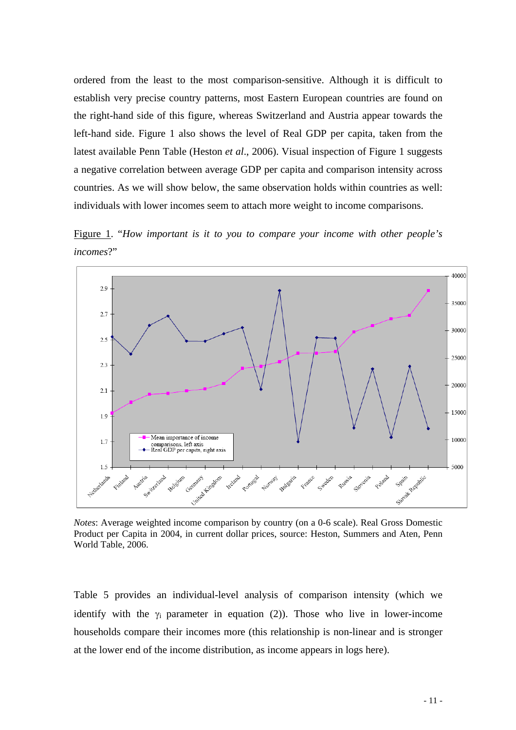ordered from the least to the most comparison-sensitive. Although it is difficult to establish very precise country patterns, most Eastern European countries are found on the right-hand side of this figure, whereas Switzerland and Austria appear towards the left-hand side. Figure 1 also shows the level of Real GDP per capita, taken from the latest available Penn Table (Heston *et al*., 2006). Visual inspection of Figure 1 suggests a negative correlation between average GDP per capita and comparison intensity across countries. As we will show below, the same observation holds within countries as well: individuals with lower incomes seem to attach more weight to income comparisons.

Figure 1. "*How important is it to you to compare your income with other people's incomes*?"

*Notes*: Average weighted income comparison by country (on a 0-6 scale). Real Gross Domestic Product per Capita in 2004, in current dollar prices, source: Heston, Summers and Aten, Penn World Table, 2006.

Table 5 provides an individual-level analysis of comparison intensity (which we identify with the $\gamma_i$ parameter in equation (2)). Those who live in lower-income households compare their incomes more (this relationship is non-linear and is stronger at the lower end of the income distribution, as income appears in logs here).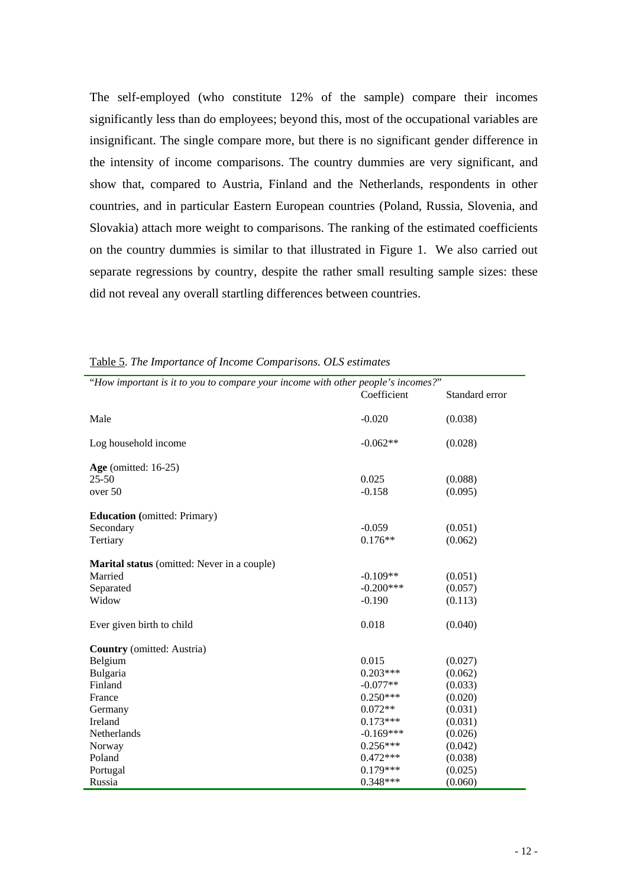The self-employed (who constitute 12% of the sample) compare their incomes significantly less than do employees; beyond this, most of the occupational variables are insignificant. The single compare more, but there is no significant gender difference in the intensity of income comparisons. The country dummies are very significant, and show that, compared to Austria, Finland and the Netherlands, respondents in other countries, and in particular Eastern European countries (Poland, Russia, Slovenia, and Slovakia) attach more weight to comparisons. The ranking of the estimated coefficients on the country dummies is similar to that illustrated in Figure 1. We also carried out separate regressions by country, despite the rather small resulting sample sizes: these did not reveal any overall startling differences between countries.

Table 5. *The Importance of Income Comparisons. OLS estimates*

| "*How important is it to you to compare your income with other people's incomes?*" | Coefficient | Standard error |
|---|---|---|
| Male | -0.020 | (0.038) |
| Log household income | -0.062** | (0.028) |
| **Age** (omitted: 16-25) | | |
| 25-50 | 0.025 | (0.088) |
| over 50 | -0.158 | (0.095) |
| **Education (**omitted: Primary) | | |
| Secondary | -0.059 | (0.051) |
| Tertiary | 0.176** | (0.062) |
| **Marital status** (omitted: Never in a couple) | | |
| Married | -0.109** | (0.051) |
| Separated | -0.200*** | (0.057) |
| Widow | -0.190 | (0.113) |
| Ever given birth to child | 0.018 | (0.040) |
| **Country** (omitted: Austria) | | |
| Belgium | 0.015 | (0.027) |
| Bulgaria | 0.203*** | (0.062) |
| Finland | -0.077** | (0.033) |
| France | 0.250*** | (0.020) |
| Germany | 0.072** | (0.031) |
| Ireland | 0.173*** | (0.031) |
| Netherlands | -0.169*** | (0.026) |
| Norway | 0.256*** | (0.042) |
| Poland | 0.472*** | (0.038) |
| Portugal | 0.179*** | (0.025) |
| Russia | 0.348*** | (0.060) |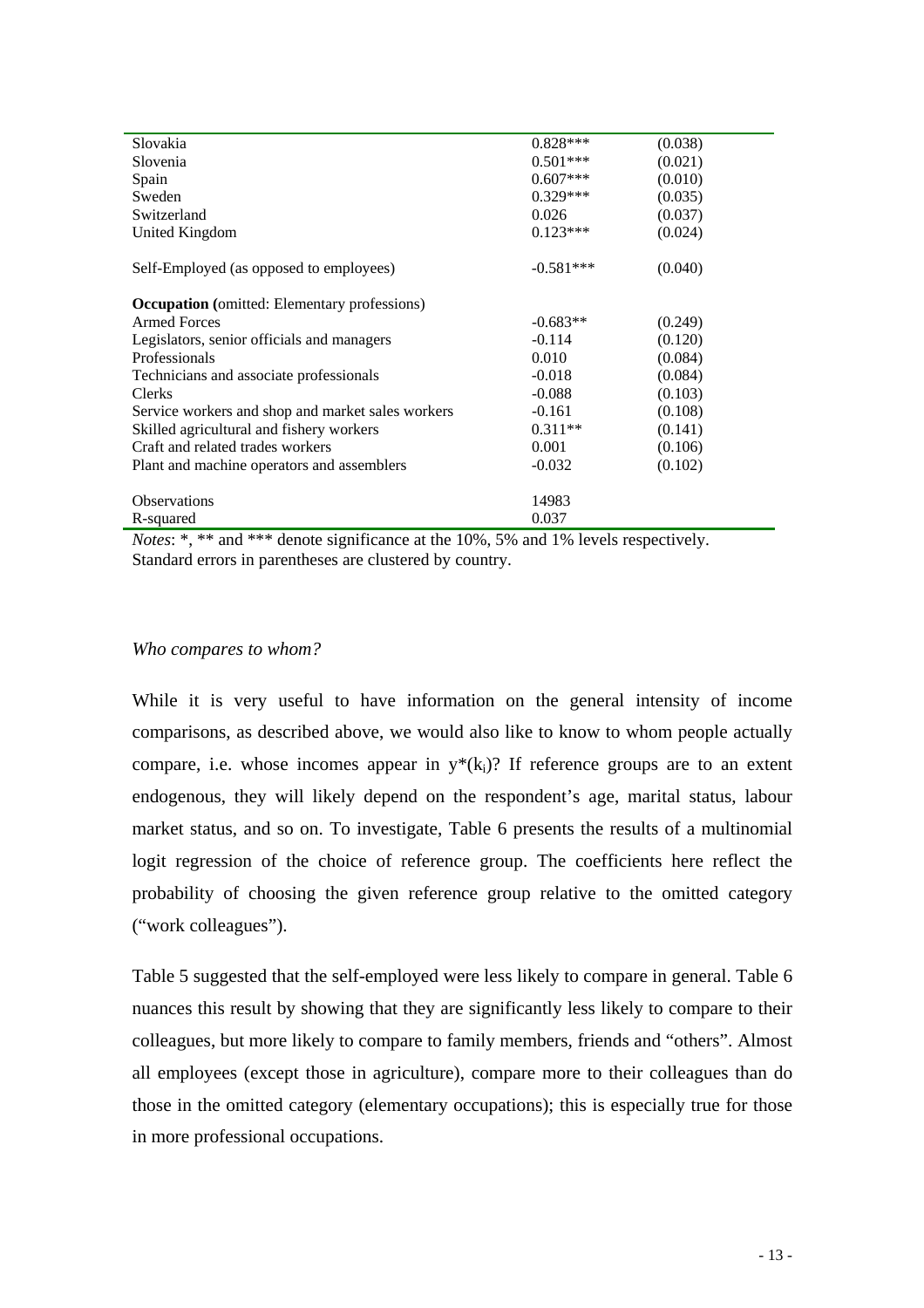| | | |
|---|---|---|
| Slovakia | 0.828*** | (0.038) |
| Slovenia | 0.501*** | (0.021) |
| Spain | 0.607*** | (0.010) |
| Sweden | 0.329*** | (0.035) |
| Switzerland | 0.026 | (0.037) |
| United Kingdom | 0.123*** | (0.024) |
| | | |
| Self-Employed (as opposed to employees) | -0.581*** | (0.040) |
| | | |
| **Occupation** (omitted: Elementary professions) | | |
| Armed Forces | -0.683** | (0.249) |
| Legislators, senior officials and managers | -0.114 | (0.120) |
| Professionals | 0.010 | (0.084) |
| Technicians and associate professionals | -0.018 | (0.084) |
| Clerks | -0.088 | (0.103) |
| Service workers and shop and market sales workers | -0.161 | (0.108) |
| Skilled agricultural and fishery workers | 0.311** | (0.141) |
| Craft and related trades workers | 0.001 | (0.106) |
| Plant and machine operators and assemblers | -0.032 | (0.102) |
| | | |
| Observations | 14983 | |
| R-squared | 0.037 | |

*Notes*: *, ** and *** denote significance at the 10%, 5% and 1% levels respectively. Standard errors in parentheses are clustered by country.

*Who compares to whom?*

While it is very useful to have information on the general intensity of income comparisons, as described above, we would also like to know to whom people actually compare, i.e. whose incomes appear in $y^*(k_i)$? If reference groups are to an extent endogenous, they will likely depend on the respondent's age, marital status, labour market status, and so on. To investigate, Table 6 presents the results of a multinomial logit regression of the choice of reference group. The coefficients here reflect the probability of choosing the given reference group relative to the omitted category ("work colleagues").

Table 5 suggested that the self-employed were less likely to compare in general. Table 6 nuances this result by showing that they are significantly less likely to compare to their colleagues, but more likely to compare to family members, friends and "others". Almost all employees (except those in agriculture), compare more to their colleagues than do those in the omitted category (elementary occupations); this is especially true for those in more professional occupations.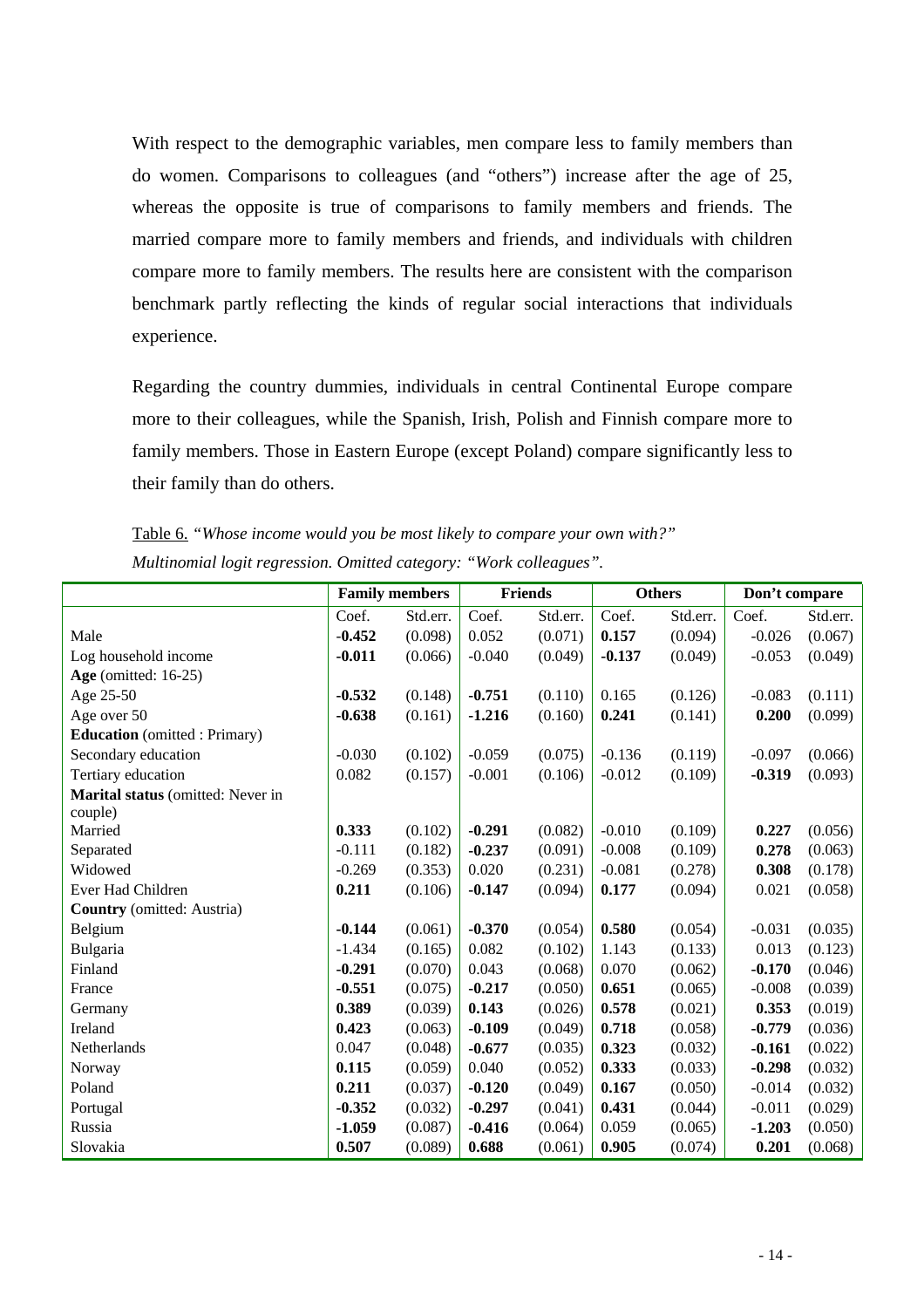With respect to the demographic variables, men compare less to family members than do women. Comparisons to colleagues (and "others") increase after the age of 25, whereas the opposite is true of comparisons to family members and friends. The married compare more to family members and friends, and individuals with children compare more to family members. The results here are consistent with the comparison benchmark partly reflecting the kinds of regular social interactions that individuals experience.

Regarding the country dummies, individuals in central Continental Europe compare more to their colleagues, while the Spanish, Irish, Polish and Finnish compare more to family members. Those in Eastern Europe (except Poland) compare significantly less to their family than do others.

Table 6. *"Whose income would you be most likely to compare your own with?" Multinomial logit regression. Omitted category: "Work colleagues".*

| | **Family members** | | **Friends** | | **Others** | | **Don't compare** | |
|---|---|---|---|---|---|---|---|---|
| | Coef. | Std.err. | Coef. | Std.err. | Coef. | Std.err. | Coef. | Std.err. |
| Male | **-0.452** | (0.098) | 0.052 | (0.071) | **0.157** | (0.094) | -0.026 | (0.067) |
| Log household income | **-0.011** | (0.066) | -0.040 | (0.049) | **-0.137** | (0.049) | -0.053 | (0.049) |
| **Age** (omitted: 16-25) | | | | | | | | |
| Age 25-50 | **-0.532** | (0.148) | **-0.751** | (0.110) | 0.165 | (0.126) | -0.083 | (0.111) |
| Age over 50 | **-0.638** | (0.161) | **-1.216** | (0.160) | **0.241** | (0.141) | **0.200** | (0.099) |
| **Education** (omitted : Primary) | | | | | | | | |
| Secondary education | -0.030 | (0.102) | -0.059 | (0.075) | -0.136 | (0.119) | -0.097 | (0.066) |
| Tertiary education | 0.082 | (0.157) | -0.001 | (0.106) | -0.012 | (0.109) | **-0.319** | (0.093) |
| **Marital status** (omitted: Never in couple) | | | | | | | | |
| Married | **0.333** | (0.102) | **-0.291** | (0.082) | -0.010 | (0.109) | **0.227** | (0.056) |
| Separated | -0.111 | (0.182) | **-0.237** | (0.091) | -0.008 | (0.109) | **0.278** | (0.063) |
| Widowed | -0.269 | (0.353) | 0.020 | (0.231) | -0.081 | (0.278) | **0.308** | (0.178) |
| Ever Had Children | **0.211** | (0.106) | **-0.147** | (0.094) | **0.177** | (0.094) | 0.021 | (0.058) |
| **Country** (omitted: Austria) | | | | | | | | |
| Belgium | **-0.144** | (0.061) | **-0.370** | (0.054) | **0.580** | (0.054) | -0.031 | (0.035) |
| Bulgaria | -1.434 | (0.165) | 0.082 | (0.102) | 1.143 | (0.133) | 0.013 | (0.123) |
| Finland | **-0.291** | (0.070) | 0.043 | (0.068) | 0.070 | (0.062) | **-0.170** | (0.046) |
| France | **-0.551** | (0.075) | **-0.217** | (0.050) | **0.651** | (0.065) | -0.008 | (0.039) |
| Germany | **0.389** | (0.039) | **0.143** | (0.026) | **0.578** | (0.021) | **0.353** | (0.019) |
| Ireland | **0.423** | (0.063) | **-0.109** | (0.049) | **0.718** | (0.058) | **-0.779** | (0.036) |
| Netherlands | 0.047 | (0.048) | **-0.677** | (0.035) | **0.323** | (0.032) | **-0.161** | (0.022) |
| Norway | **0.115** | (0.059) | 0.040 | (0.052) | **0.333** | (0.033) | **-0.298** | (0.032) |
| Poland | **0.211** | (0.037) | **-0.120** | (0.049) | **0.167** | (0.050) | -0.014 | (0.032) |
| Portugal | **-0.352** | (0.032) | **-0.297** | (0.041) | **0.431** | (0.044) | -0.011 | (0.029) |
| Russia | **-1.059** | (0.087) | **-0.416** | (0.064) | 0.059 | (0.065) | **-1.203** | (0.050) |
| Slovakia | **0.507** | (0.089) | **0.688** | (0.061) | **0.905** | (0.074) | **0.201** | (0.068) |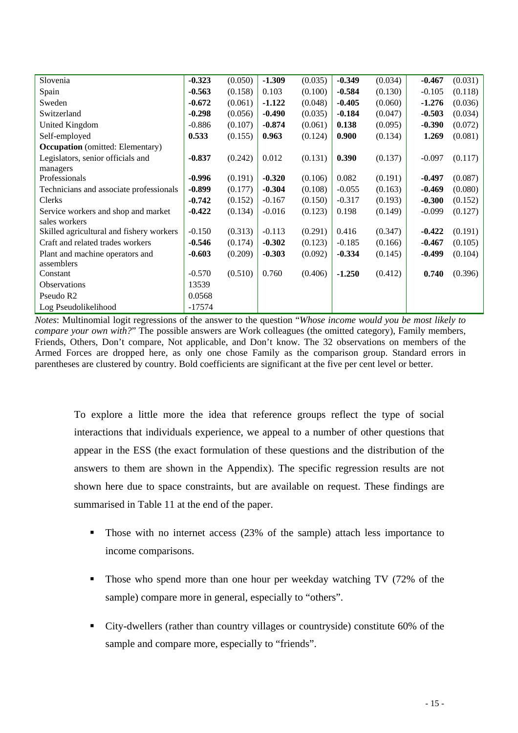| | | | | | | | | |
|---|---|---|---|---|---|---|---|---|
| Slovenia | **-0.323** | (0.050) | **-1.309** | (0.035) | **-0.349** | (0.034) | **-0.467** | (0.031) |
| Spain | **-0.563** | (0.158) | 0.103 | (0.100) | **-0.584** | (0.130) | -0.105 | (0.118) |
| Sweden | **-0.672** | (0.061) | **-1.122** | (0.048) | **-0.405** | (0.060) | **-1.276** | (0.036) |
| Switzerland | **-0.298** | (0.056) | **-0.490** | (0.035) | **-0.184** | (0.047) | **-0.503** | (0.034) |
| United Kingdom | -0.886 | (0.107) | **-0.874** | (0.061) | **0.138** | (0.095) | **-0.390** | (0.072) |
| Self-employed | **0.533** | (0.155) | **0.963** | (0.124) | **0.900** | (0.134) | **1.269** | (0.081) |
| **Occupation** (omitted: Elementary) | | | | | | | | |
| Legislators, senior officials and managers | **-0.837** | (0.242) | 0.012 | (0.131) | **0.390** | (0.137) | -0.097 | (0.117) |
| Professionals | **-0.996** | (0.191) | **-0.320** | (0.106) | 0.082 | (0.191) | **-0.497** | (0.087) |
| Technicians and associate professionals | **-0.899** | (0.177) | **-0.304** | (0.108) | -0.055 | (0.163) | **-0.469** | (0.080) |
| Clerks | **-0.742** | (0.152) | -0.167 | (0.150) | -0.317 | (0.193) | **-0.300** | (0.152) |
| Service workers and shop and market sales workers | **-0.422** | (0.134) | -0.016 | (0.123) | 0.198 | (0.149) | -0.099 | (0.127) |
| Skilled agricultural and fishery workers | -0.150 | (0.313) | -0.113 | (0.291) | 0.416 | (0.347) | **-0.422** | (0.191) |
| Craft and related trades workers | **-0.546** | (0.174) | **-0.302** | (0.123) | -0.185 | (0.166) | **-0.467** | (0.105) |
| Plant and machine operators and assemblers | **-0.603** | (0.209) | **-0.303** | (0.092) | **-0.334** | (0.145) | **-0.499** | (0.104) |
| Constant | -0.570 | (0.510) | 0.760 | (0.406) | **-1.250** | (0.412) | **0.740** | (0.396) |
| Observations | 13539 | | | | | | | |
| Pseudo R2 | 0.0568 | | | | | | | |
| Log Pseudolikelihood | -17574 | | | | | | | |

*Notes*: Multinomial logit regressions of the answer to the question "*Whose income would you be most likely to compare your own with?*" The possible answers are Work colleagues (the omitted category), Family members, Friends, Others, Don't compare, Not applicable, and Don't know. The 32 observations on members of the Armed Forces are dropped here, as only one chose Family as the comparison group. Standard errors in parentheses are clustered by country. Bold coefficients are significant at the five per cent level or better.

To explore a little more the idea that reference groups reflect the type of social interactions that individuals experience, we appeal to a number of other questions that appear in the ESS (the exact formulation of these questions and the distribution of the answers to them are shown in the Appendix). The specific regression results are not shown here due to space constraints, but are available on request. These findings are summarised in Table 11 at the end of the paper.

- Those with no internet access (23% of the sample) attach less importance to income comparisons.
- Those who spend more than one hour per weekday watching TV (72% of the sample) compare more in general, especially to "others".
- City-dwellers (rather than country villages or countryside) constitute 60% of the sample and compare more, especially to "friends".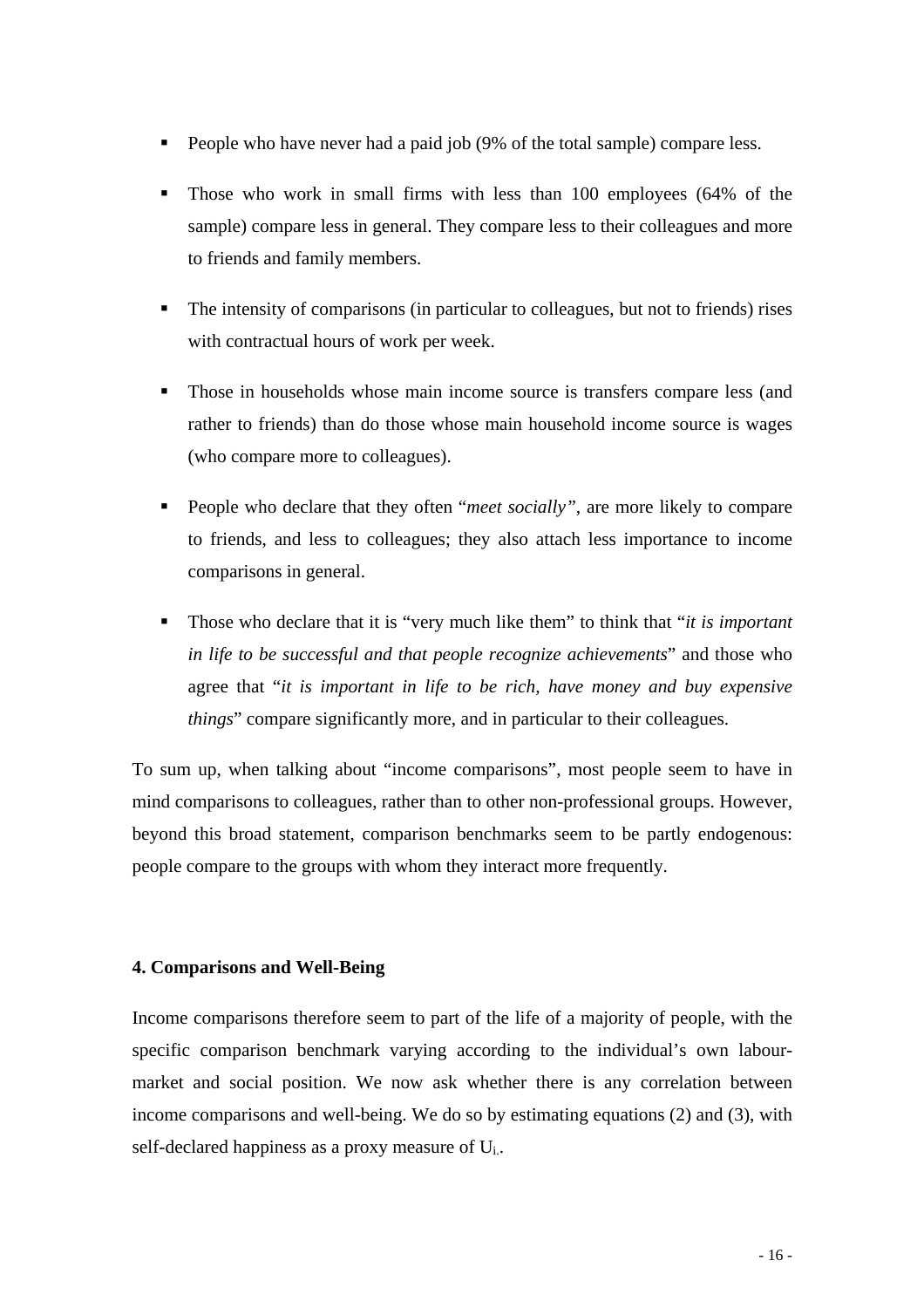- People who have never had a paid job (9% of the total sample) compare less.

- Those who work in small firms with less than 100 employees (64% of the sample) compare less in general. They compare less to their colleagues and more to friends and family members.

- The intensity of comparisons (in particular to colleagues, but not to friends) rises with contractual hours of work per week.

- Those in households whose main income source is transfers compare less (and rather to friends) than do those whose main household income source is wages (who compare more to colleagues).

- People who declare that they often "*meet socially*", are more likely to compare to friends, and less to colleagues; they also attach less importance to income comparisons in general.

- Those who declare that it is "very much like them" to think that "*it is important in life to be successful and that people recognize achievements*" and those who agree that "*it is important in life to be rich, have money and buy expensive things*" compare significantly more, and in particular to their colleagues.

To sum up, when talking about "income comparisons", most people seem to have in mind comparisons to colleagues, rather than to other non-professional groups. However, beyond this broad statement, comparison benchmarks seem to be partly endogenous: people compare to the groups with whom they interact more frequently.

#### 4. Comparisons and Well-Being

Income comparisons therefore seem to part of the life of a majority of people, with the specific comparison benchmark varying according to the individual's own labour-market and social position. We now ask whether there is any correlation between income comparisons and well-being. We do so by estimating equations (2) and (3), with self-declared happiness as a proxy measure of $U_{i.}$.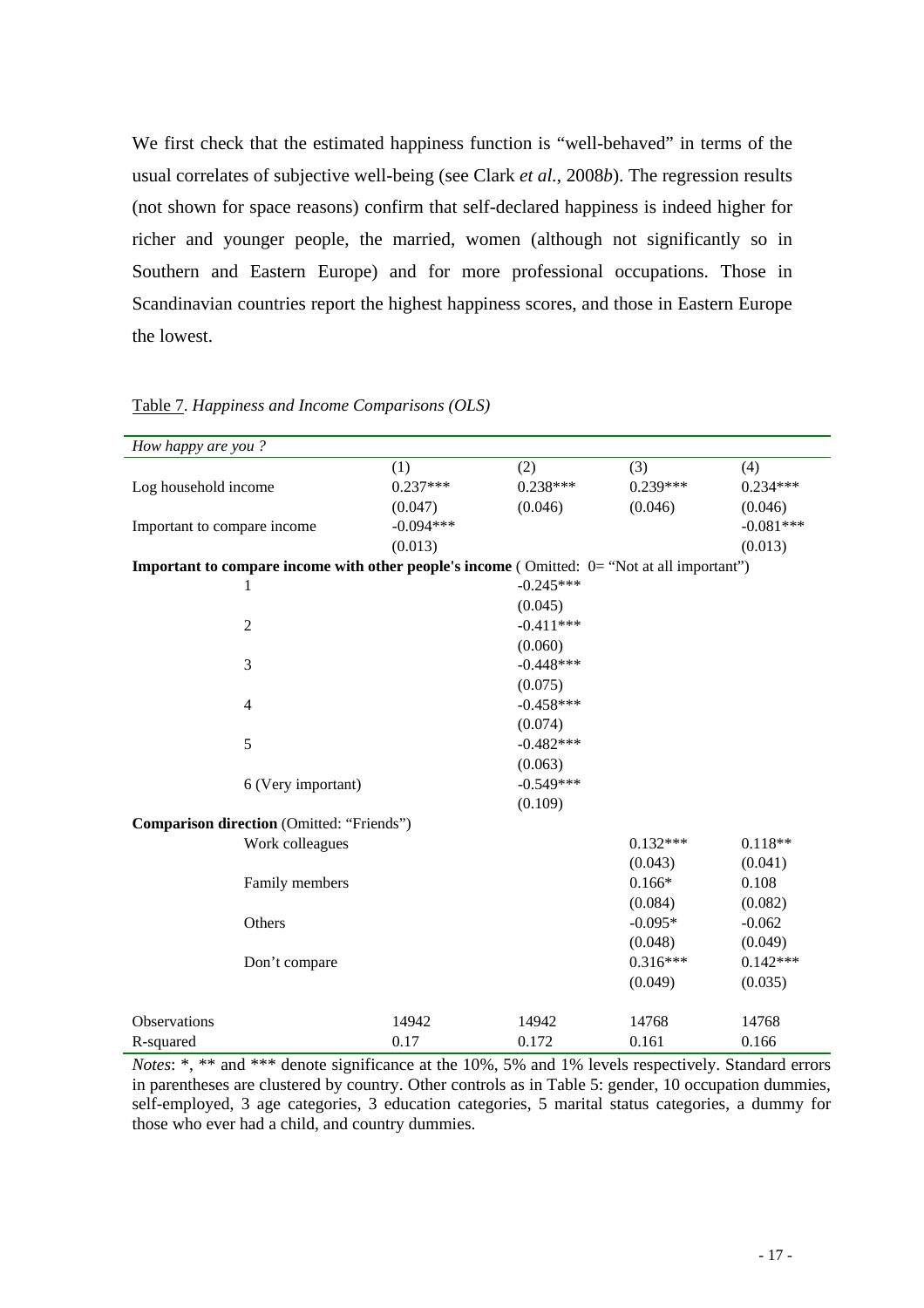We first check that the estimated happiness function is "well-behaved" in terms of the usual correlates of subjective well-being (see Clark *et al.*, 2008*b*). The regression results (not shown for space reasons) confirm that self-declared happiness is indeed higher for richer and younger people, the married, women (although not significantly so in Southern and Eastern Europe) and for more professional occupations. Those in Scandinavian countries report the highest happiness scores, and those in Eastern Europe the lowest.

Table 7. *Happiness and Income Comparisons (OLS)*

| *How happy are you ?* | | | | |
|---|---|---|---|---|
| | (1) | (2) | (3) | (4) |
| Log household income | 0.237*** | 0.238*** | 0.239*** | 0.234*** |
| | (0.047) | (0.046) | (0.046) | (0.046) |
| Important to compare income | -0.094*** | | | -0.081*** |
| | (0.013) | | | (0.013) |
| **Important to compare income with other people's income** ( Omitted: 0= "Not at all important") | | | | |
| 1 | | -0.245*** | | |
| | | (0.045) | | |
| 2 | | -0.411*** | | |
| | | (0.060) | | |
| 3 | | -0.448*** | | |
| | | (0.075) | | |
| 4 | | -0.458*** | | |
| | | (0.074) | | |
| 5 | | -0.482*** | | |
| | | (0.063) | | |
| 6 (Very important) | | -0.549*** | | |
| | | (0.109) | | |
| **Comparison direction** (Omitted: "Friends") | | | | |
| Work colleagues | | | 0.132*** | 0.118** |
| | | | (0.043) | (0.041) |
| Family members | | | 0.166* | 0.108 |
| | | | (0.084) | (0.082) |
| Others | | | -0.095* | -0.062 |
| | | | (0.048) | (0.049) |
| Don't compare | | | 0.316*** | 0.142*** |
| | | | (0.049) | (0.035) |
| Observations | 14942 | 14942 | 14768 | 14768 |
| R-squared | 0.17 | 0.172 | 0.161 | 0.166 |

*Notes*: *, ** and *** denote significance at the 10%, 5% and 1% levels respectively. Standard errors in parentheses are clustered by country. Other controls as in Table 5: gender, 10 occupation dummies, self-employed, 3 age categories, 3 education categories, 5 marital status categories, a dummy for those who ever had a child, and country dummies.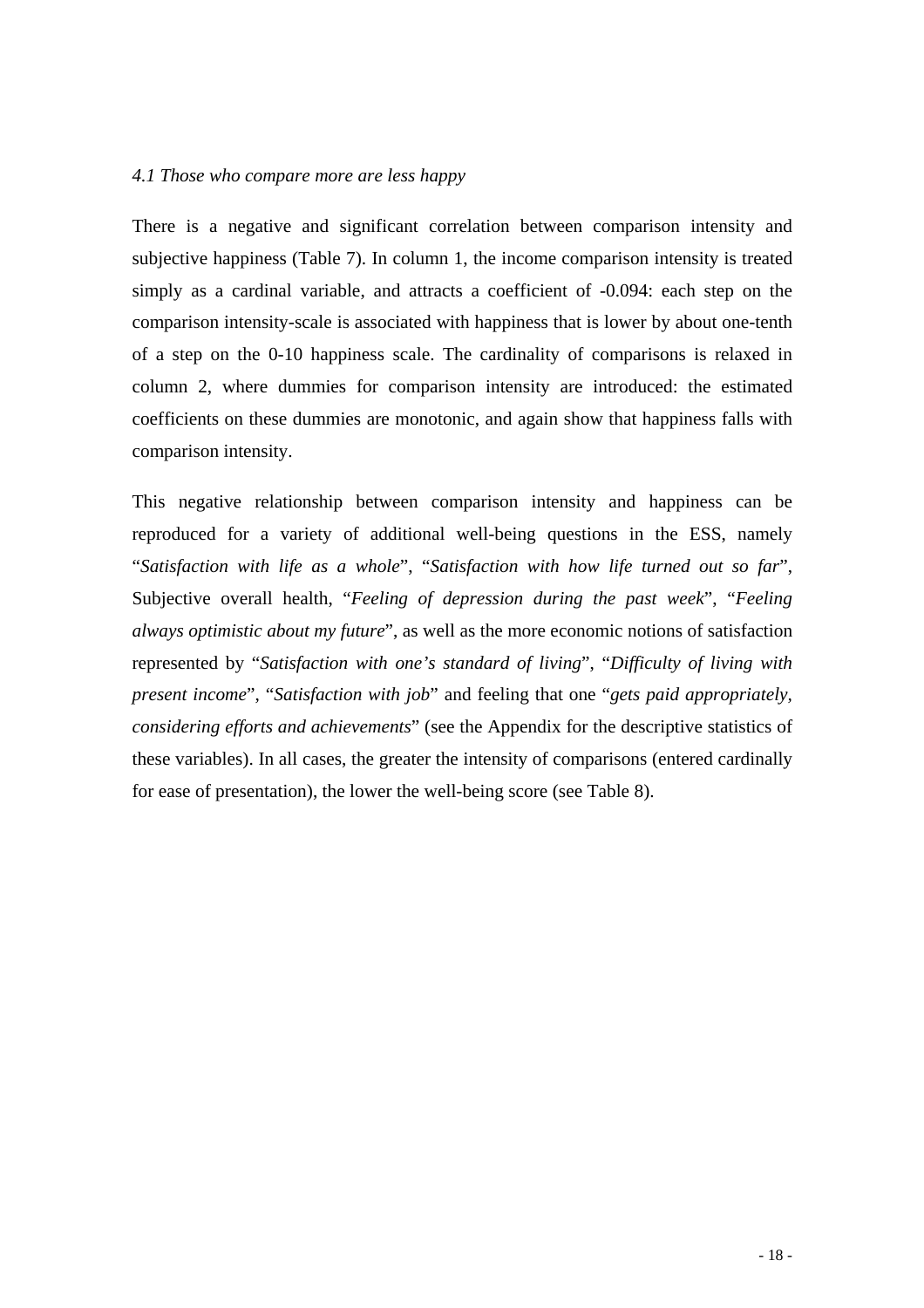### *4.1 Those who compare more are less happy*

There is a negative and significant correlation between comparison intensity and subjective happiness (Table 7). In column 1, the income comparison intensity is treated simply as a cardinal variable, and attracts a coefficient of -0.094: each step on the comparison intensity-scale is associated with happiness that is lower by about one-tenth of a step on the 0-10 happiness scale. The cardinality of comparisons is relaxed in column 2, where dummies for comparison intensity are introduced: the estimated coefficients on these dummies are monotonic, and again show that happiness falls with comparison intensity.

This negative relationship between comparison intensity and happiness can be reproduced for a variety of additional well-being questions in the ESS, namely "*Satisfaction with life as a whole*", "*Satisfaction with how life turned out so far*", Subjective overall health, "*Feeling of depression during the past week*", "*Feeling always optimistic about my future*", as well as the more economic notions of satisfaction represented by "*Satisfaction with one's standard of living*", "*Difficulty of living with present income*", "*Satisfaction with job*" and feeling that one "*gets paid appropriately, considering efforts and achievements*" (see the Appendix for the descriptive statistics of these variables). In all cases, the greater the intensity of comparisons (entered cardinally for ease of presentation), the lower the well-being score (see Table 8).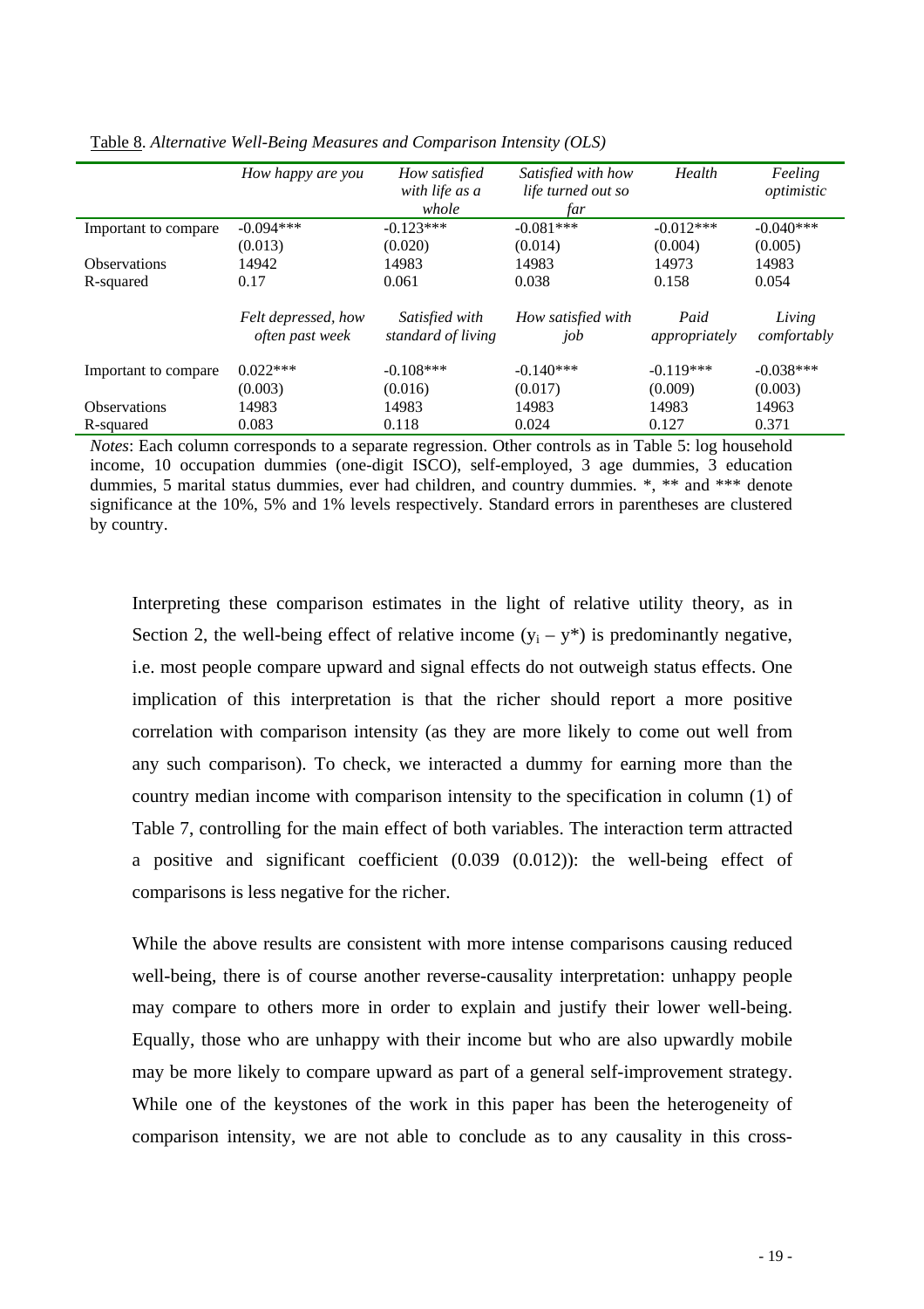Table 8. *Alternative Well-Being Measures and Comparison Intensity (OLS)*

| | *How happy are you* | *How satisfied with life as a whole* | *Satisfied with how life turned out so far* | *Health* | *Feeling optimistic* |
|---|---|---|---|---|---|
| Important to compare | -0.094*** | -0.123*** | -0.081*** | -0.012*** | -0.040*** |
| | (0.013) | (0.020) | (0.014) | (0.004) | (0.005) |
| Observations | 14942 | 14983 | 14983 | 14973 | 14983 |
| R-squared | 0.17 | 0.061 | 0.038 | 0.158 | 0.054 |
| | *Felt depressed, how often past week* | *Satisfied with standard of living* | *How satisfied with job* | *Paid appropriately* | *Living comfortably* |
| Important to compare | 0.022*** | -0.108*** | -0.140*** | -0.119*** | -0.038*** |
| | (0.003) | (0.016) | (0.017) | (0.009) | (0.003) |
| Observations | 14983 | 14983 | 14983 | 14983 | 14963 |
| R-squared | 0.083 | 0.118 | 0.024 | 0.127 | 0.371 |

*Notes*: Each column corresponds to a separate regression. Other controls as in Table 5: log household income, 10 occupation dummies (one-digit ISCO), self-employed, 3 age dummies, 3 education dummies, 5 marital status dummies, ever had children, and country dummies. *, ** and *** denote significance at the 10%, 5% and 1% levels respectively. Standard errors in parentheses are clustered by country.

Interpreting these comparison estimates in the light of relative utility theory, as in Section 2, the well-being effect of relative income ($y_i - y^*$) is predominantly negative, i.e. most people compare upward and signal effects do not outweigh status effects. One implication of this interpretation is that the richer should report a more positive correlation with comparison intensity (as they are more likely to come out well from any such comparison). To check, we interacted a dummy for earning more than the country median income with comparison intensity to the specification in column (1) of Table 7, controlling for the main effect of both variables. The interaction term attracted a positive and significant coefficient (0.039 (0.012)): the well-being effect of comparisons is less negative for the richer.

While the above results are consistent with more intense comparisons causing reduced well-being, there is of course another reverse-causality interpretation: unhappy people may compare to others more in order to explain and justify their lower well-being. Equally, those who are unhappy with their income but who are also upwardly mobile may be more likely to compare upward as part of a general self-improvement strategy. While one of the keystones of the work in this paper has been the heterogeneity of comparison intensity, we are not able to conclude as to any causality in this cross-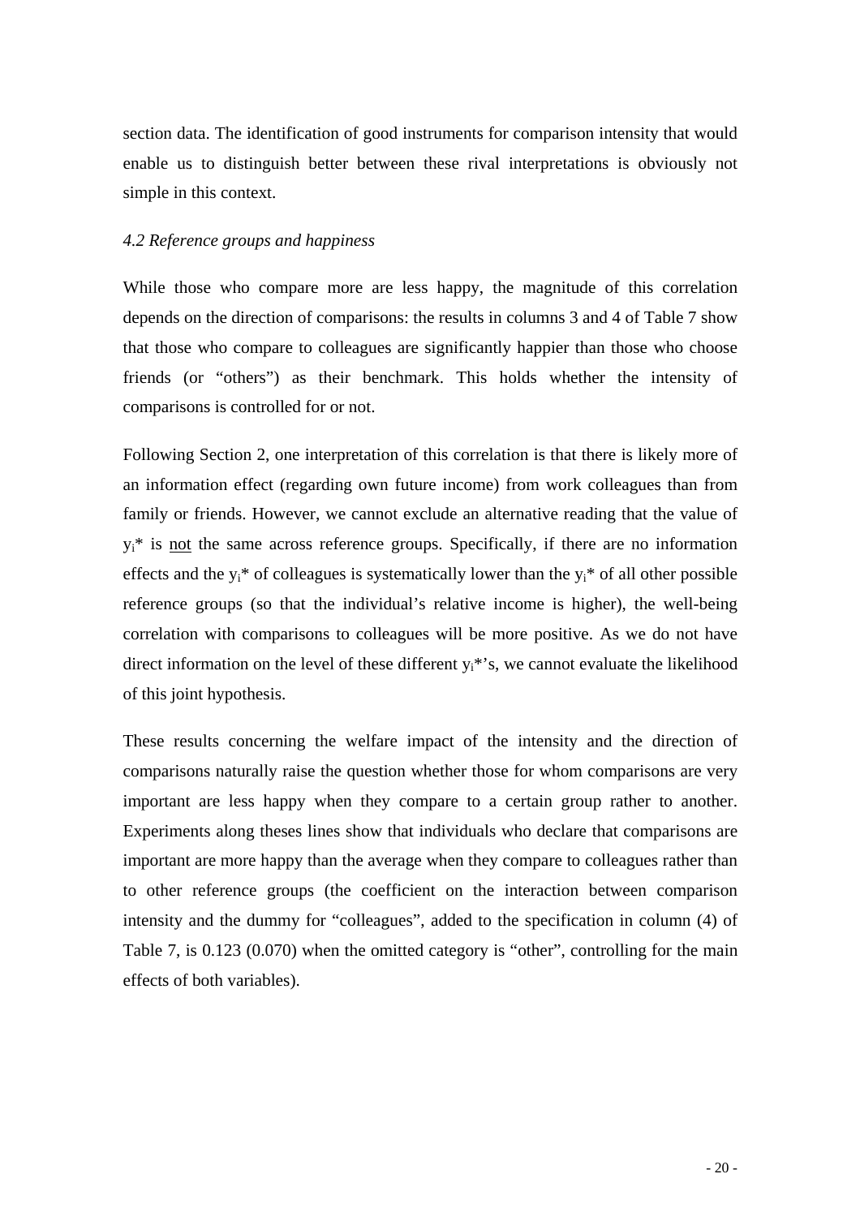section data. The identification of good instruments for comparison intensity that would enable us to distinguish better between these rival interpretations is obviously not simple in this context.

### *4.2 Reference groups and happiness*

While those who compare more are less happy, the magnitude of this correlation depends on the direction of comparisons: the results in columns 3 and 4 of Table 7 show that those who compare to colleagues are significantly happier than those who choose friends (or "others") as their benchmark. This holds whether the intensity of comparisons is controlled for or not.

Following Section 2, one interpretation of this correlation is that there is likely more of an information effect (regarding own future income) from work colleagues than from family or friends. However, we cannot exclude an alternative reading that the value of $y_i$* is not the same across reference groups. Specifically, if there are no information effects and the $y_i$* of colleagues is systematically lower than the $y_i$* of all other possible reference groups (so that the individual's relative income is higher), the well-being correlation with comparisons to colleagues will be more positive. As we do not have direct information on the level of these different $y_i$*'s, we cannot evaluate the likelihood of this joint hypothesis.

These results concerning the welfare impact of the intensity and the direction of comparisons naturally raise the question whether those for whom comparisons are very important are less happy when they compare to a certain group rather to another. Experiments along theses lines show that individuals who declare that comparisons are important are more happy than the average when they compare to colleagues rather than to other reference groups (the coefficient on the interaction between comparison intensity and the dummy for "colleagues", added to the specification in column (4) of Table 7, is 0.123 (0.070) when the omitted category is "other", controlling for the main effects of both variables).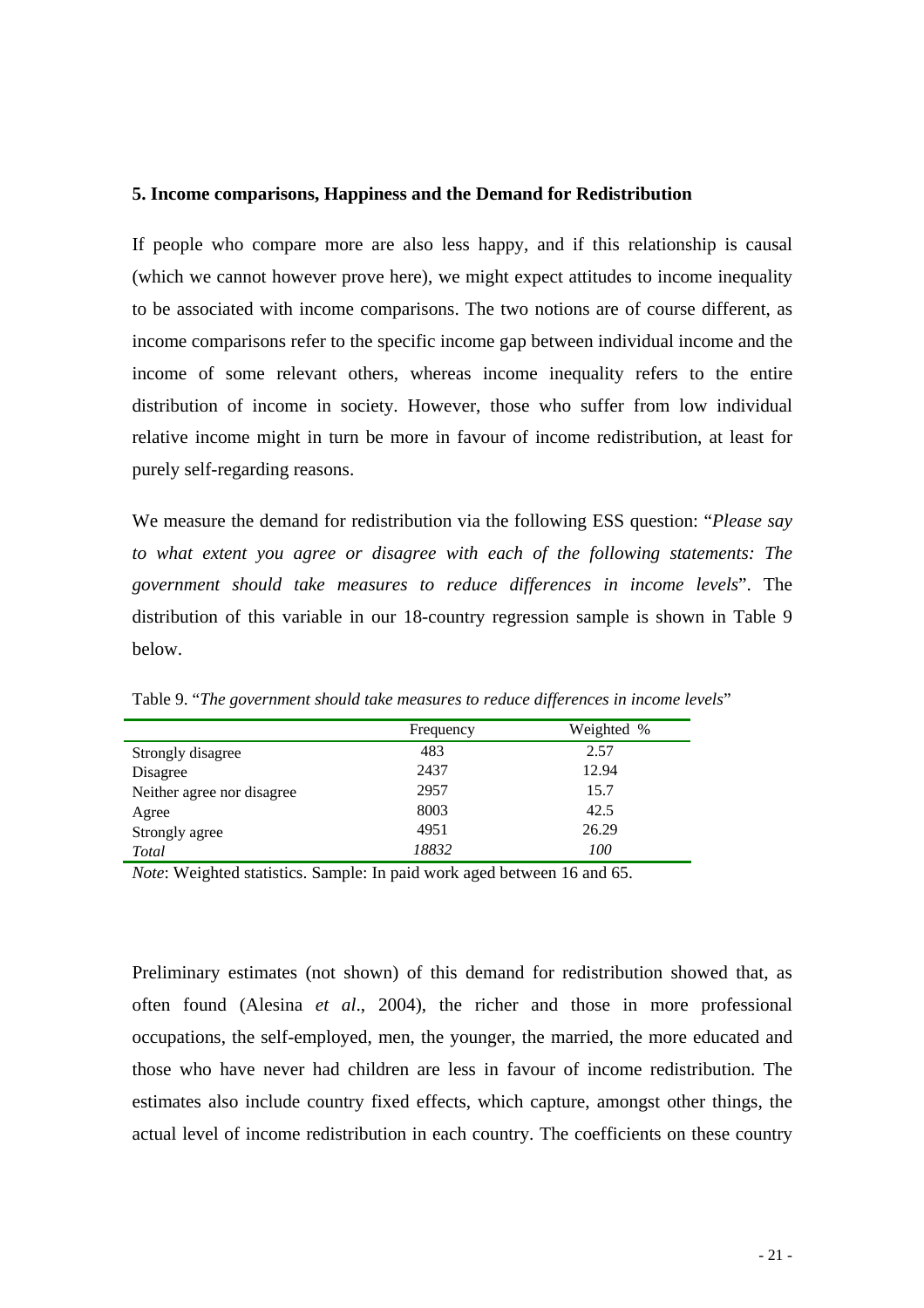## 5. Income comparisons, Happiness and the Demand for Redistribution

If people who compare more are also less happy, and if this relationship is causal (which we cannot however prove here), we might expect attitudes to income inequality to be associated with income comparisons. The two notions are of course different, as income comparisons refer to the specific income gap between individual income and the income of some relevant others, whereas income inequality refers to the entire distribution of income in society. However, those who suffer from low individual relative income might in turn be more in favour of income redistribution, at least for purely self-regarding reasons.

We measure the demand for redistribution via the following ESS question: "*Please say to what extent you agree or disagree with each of the following statements: The government should take measures to reduce differences in income levels*". The distribution of this variable in our 18-country regression sample is shown in Table 9 below.

Table 9. "*The government should take measures to reduce differences in income levels*"

| | Frequency | Weighted % |
|---|---|---|
| Strongly disagree | 483 | 2.57 |
| Disagree | 2437 | 12.94 |
| Neither agree nor disagree | 2957 | 15.7 |
| Agree | 8003 | 42.5 |
| Strongly agree | 4951 | 26.29 |
| *Total* | *18832* | *100* |

*Note*: Weighted statistics. Sample: In paid work aged between 16 and 65.

Preliminary estimates (not shown) of this demand for redistribution showed that, as often found (Alesina *et al*., 2004), the richer and those in more professional occupations, the self-employed, men, the younger, the married, the more educated and those who have never had children are less in favour of income redistribution. The estimates also include country fixed effects, which capture, amongst other things, the actual level of income redistribution in each country. The coefficients on these country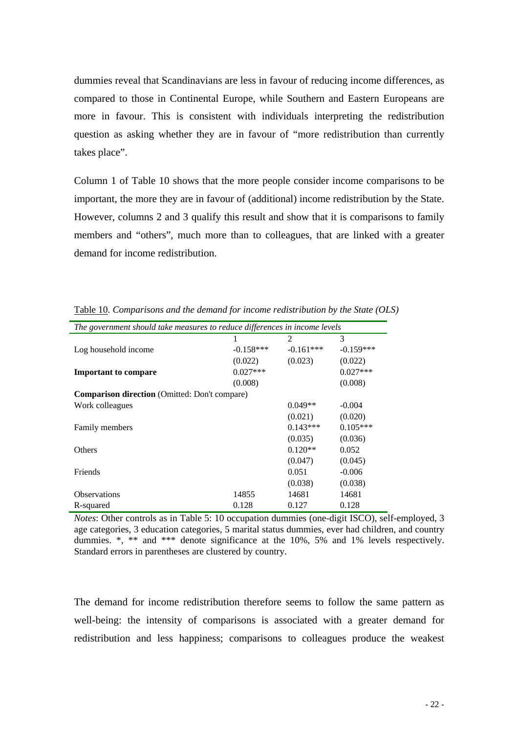dummies reveal that Scandinavians are less in favour of reducing income differences, as compared to those in Continental Europe, while Southern and Eastern Europeans are more in favour. This is consistent with individuals interpreting the redistribution question as asking whether they are in favour of "more redistribution than currently takes place".

Column 1 of Table 10 shows that the more people consider income comparisons to be important, the more they are in favour of (additional) income redistribution by the State. However, columns 2 and 3 qualify this result and show that it is comparisons to family members and "others", much more than to colleagues, that are linked with a greater demand for income redistribution.

Table 10. *Comparisons and the demand for income redistribution by the State (OLS)*

| *The government should take measures to reduce differences in income levels* | | | |
|---|---|---|---|
| | 1 | 2 | 3 |
| Log household income | -0.158*** | -0.161*** | -0.159*** |
| | (0.022) | (0.023) | (0.022) |
| **Important to compare** | 0.027*** | | 0.027*** |
| | (0.008) | | (0.008) |
| **Comparison direction** (Omitted: Don't compare) | | | |
| Work colleagues | | 0.049** | -0.004 |
| | | (0.021) | (0.020) |
| Family members | | 0.143*** | 0.105*** |
| | | (0.035) | (0.036) |
| Others | | 0.120** | 0.052 |
| | | (0.047) | (0.045) |
| Friends | | 0.051 | -0.006 |
| | | (0.038) | (0.038) |
| Observations | 14855 | 14681 | 14681 |
| R-squared | 0.128 | 0.127 | 0.128 |

*Notes*: Other controls as in Table 5: 10 occupation dummies (one-digit ISCO), self-employed, 3 age categories, 3 education categories, 5 marital status dummies, ever had children, and country dummies. *, ** and *** denote significance at the 10%, 5% and 1% levels respectively. Standard errors in parentheses are clustered by country.

The demand for income redistribution therefore seems to follow the same pattern as well-being: the intensity of comparisons is associated with a greater demand for redistribution and less happiness; comparisons to colleagues produce the weakest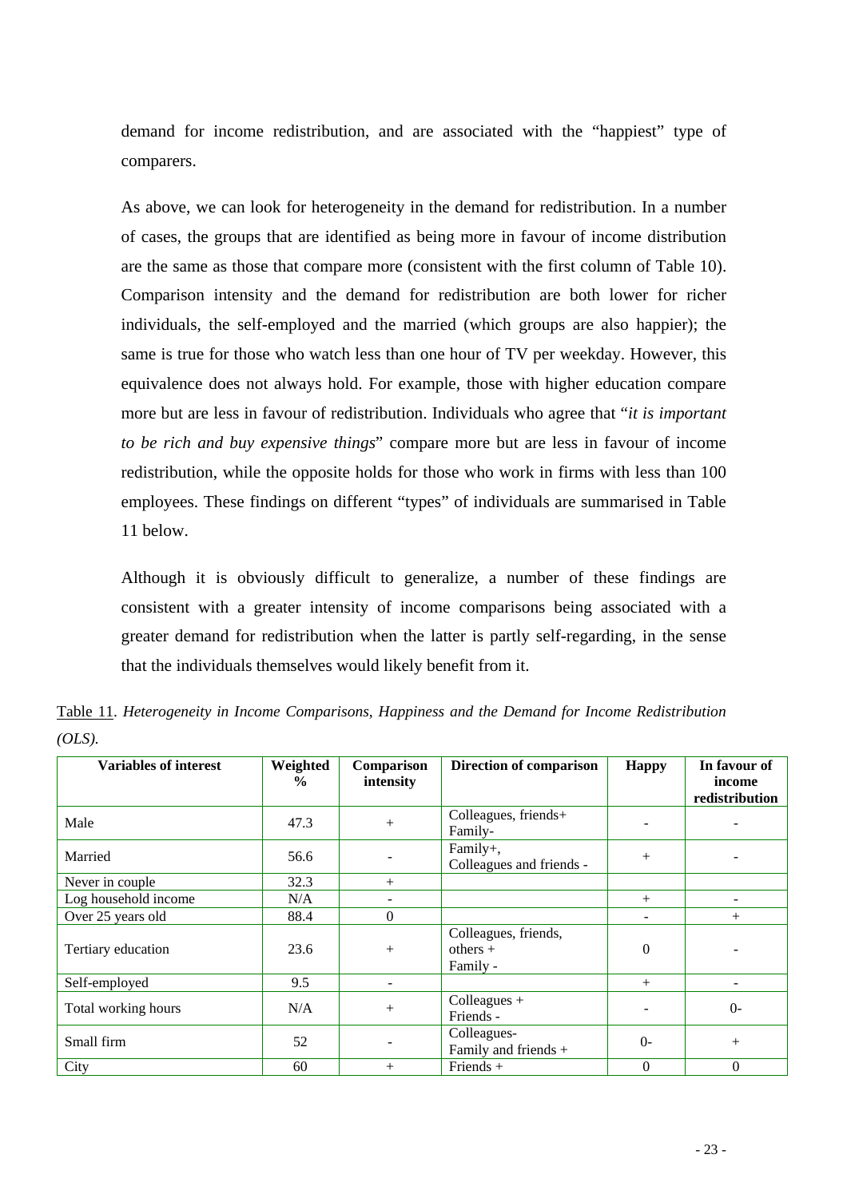demand for income redistribution, and are associated with the "happiest" type of comparers.

As above, we can look for heterogeneity in the demand for redistribution. In a number of cases, the groups that are identified as being more in favour of income distribution are the same as those that compare more (consistent with the first column of Table 10). Comparison intensity and the demand for redistribution are both lower for richer individuals, the self-employed and the married (which groups are also happier); the same is true for those who watch less than one hour of TV per weekday. However, this equivalence does not always hold. For example, those with higher education compare more but are less in favour of redistribution. Individuals who agree that "*it is important to be rich and buy expensive things*" compare more but are less in favour of income redistribution, while the opposite holds for those who work in firms with less than 100 employees. These findings on different "types" of individuals are summarised in Table 11 below.

Although it is obviously difficult to generalize, a number of these findings are consistent with a greater intensity of income comparisons being associated with a greater demand for redistribution when the latter is partly self-regarding, in the sense that the individuals themselves would likely benefit from it.

Table 11. *Heterogeneity in Income Comparisons, Happiness and the Demand for Income Redistribution (OLS).*

| Variables of interest | Weighted % | Comparison intensity | Direction of comparison | Happy | In favour of income redistribution |
|---|---|---|---|---|---|
| Male | 47.3 | + | Colleagues, friends+ Family- | - | - |
| Married | 56.6 | - | Family+, Colleagues and friends - | + | - |
| Never in couple | 32.3 | + | | | |
| Log household income | N/A | - | | + | - |
| Over 25 years old | 88.4 | 0 | | - | + |
| Tertiary education | 23.6 | + | Colleagues, friends, others + Family - | 0 | - |
| Self-employed | 9.5 | - | | + | - |
| Total working hours | N/A | + | Colleagues + Friends - | - | 0- |
| Small firm | 52 | - | Colleagues- Family and friends + | 0- | + |
| City | 60 | + | Friends + | 0 | 0 |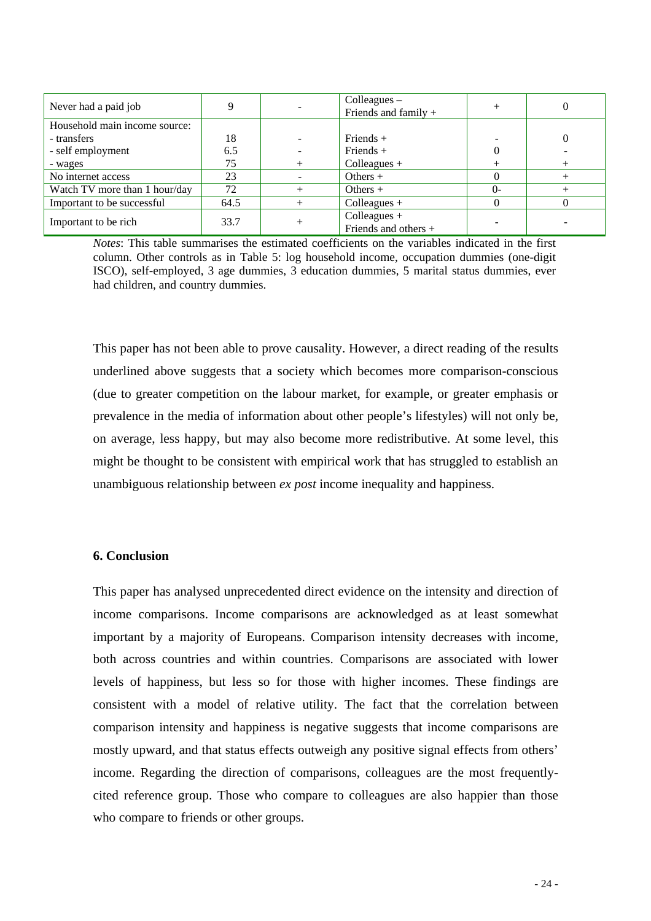| Never had a paid job | 9 | - | Colleagues –<br>Friends and family + | + | 0 |
|---|---|---|---|---|---|
| Household main income source: | | | | | |
| - transfers | 18 | - | Friends + | - | 0 |
| - self employment | 6.5 | - | Friends + | 0 | - |
| - wages | 75 | + | Colleagues + | + | + |
| No internet access | 23 | - | Others + | 0 | + |
| Watch TV more than 1 hour/day | 72 | + | Others + | 0- | + |
| Important to be successful | 64.5 | + | Colleagues + | 0 | 0 |
| Important to be rich | 33.7 | + | Colleagues +<br>Friends and others + | - | - |

*Notes*: This table summarises the estimated coefficients on the variables indicated in the first column. Other controls as in Table 5: log household income, occupation dummies (one-digit ISCO), self-employed, 3 age dummies, 3 education dummies, 5 marital status dummies, ever had children, and country dummies.

This paper has not been able to prove causality. However, a direct reading of the results underlined above suggests that a society which becomes more comparison-conscious (due to greater competition on the labour market, for example, or greater emphasis or prevalence in the media of information about other people's lifestyles) will not only be, on average, less happy, but may also become more redistributive. At some level, this might be thought to be consistent with empirical work that has struggled to establish an unambiguous relationship between *ex post* income inequality and happiness.

## 6. Conclusion

This paper has analysed unprecedented direct evidence on the intensity and direction of income comparisons. Income comparisons are acknowledged as at least somewhat important by a majority of Europeans. Comparison intensity decreases with income, both across countries and within countries. Comparisons are associated with lower levels of happiness, but less so for those with higher incomes. These findings are consistent with a model of relative utility. The fact that the correlation between comparison intensity and happiness is negative suggests that income comparisons are mostly upward, and that status effects outweigh any positive signal effects from others' income. Regarding the direction of comparisons, colleagues are the most frequently-cited reference group. Those who compare to colleagues are also happier than those who compare to friends or other groups.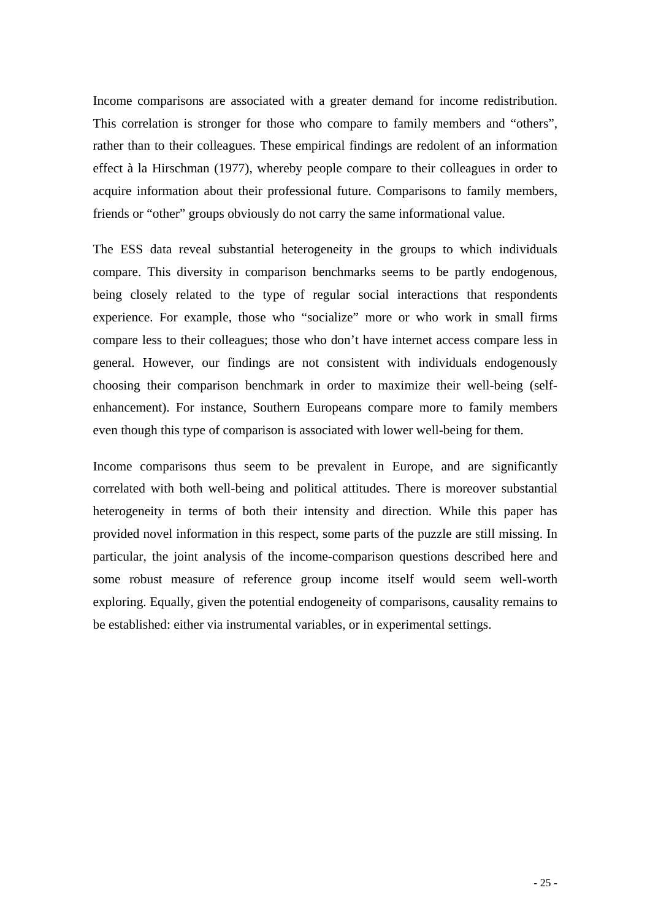Income comparisons are associated with a greater demand for income redistribution. This correlation is stronger for those who compare to family members and “others”, rather than to their colleagues. These empirical findings are redolent of an information effect à la Hirschman (1977), whereby people compare to their colleagues in order to acquire information about their professional future. Comparisons to family members, friends or “other” groups obviously do not carry the same informational value.

The ESS data reveal substantial heterogeneity in the groups to which individuals compare. This diversity in comparison benchmarks seems to be partly endogenous, being closely related to the type of regular social interactions that respondents experience. For example, those who “socialize” more or who work in small firms compare less to their colleagues; those who don’t have internet access compare less in general. However, our findings are not consistent with individuals endogenously choosing their comparison benchmark in order to maximize their well-being (self-enhancement). For instance, Southern Europeans compare more to family members even though this type of comparison is associated with lower well-being for them.

Income comparisons thus seem to be prevalent in Europe, and are significantly correlated with both well-being and political attitudes. There is moreover substantial heterogeneity in terms of both their intensity and direction. While this paper has provided novel information in this respect, some parts of the puzzle are still missing. In particular, the joint analysis of the income-comparison questions described here and some robust measure of reference group income itself would seem well-worth exploring. Equally, given the potential endogeneity of comparisons, causality remains to be established: either via instrumental variables, or in experimental settings.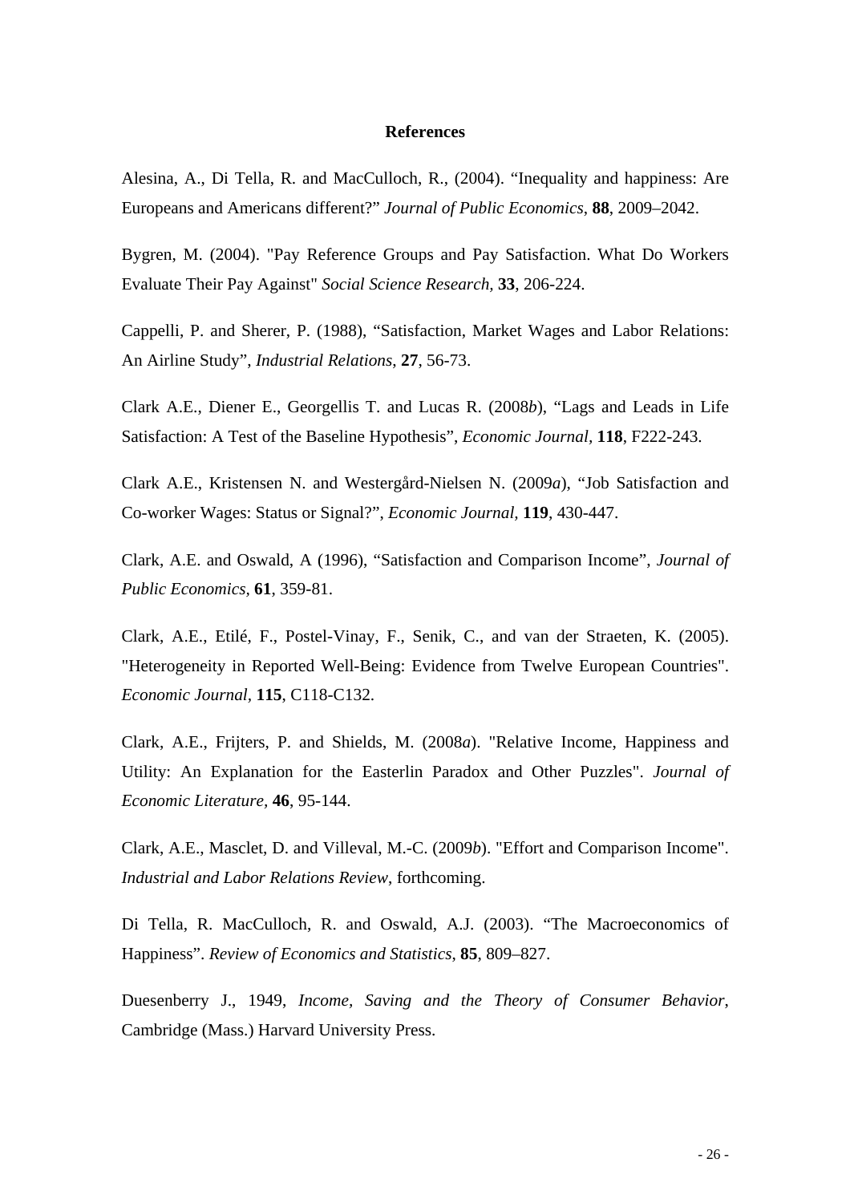## References

Alesina, A., Di Tella, R. and MacCulloch, R., (2004). “Inequality and happiness: Are Europeans and Americans different?” *Journal of Public Economics*, **88**, 2009–2042.

Bygren, M. (2004). "Pay Reference Groups and Pay Satisfaction. What Do Workers Evaluate Their Pay Against" *Social Science Research,* **33**, 206-224.

Cappelli, P. and Sherer, P. (1988), “Satisfaction, Market Wages and Labor Relations: An Airline Study”, *Industrial Relations*, **27**, 56-73.

Clark A.E., Diener E., Georgellis T. and Lucas R. (2008*b*), “Lags and Leads in Life Satisfaction: A Test of the Baseline Hypothesis”, *Economic Journal,* **118**, F222-243.

Clark A.E., Kristensen N. and Westergård-Nielsen N. (2009*a*), “Job Satisfaction and Co-worker Wages: Status or Signal?”, *Economic Journal*, **119**, 430-447.

Clark, A.E. and Oswald, A (1996), “Satisfaction and Comparison Income”, *Journal of Public Economics*, **61**, 359-81.

Clark, A.E., Etilé, F., Postel-Vinay, F., Senik, C., and van der Straeten, K. (2005). "Heterogeneity in Reported Well-Being: Evidence from Twelve European Countries". *Economic Journal,* **115**, C118-C132.

Clark, A.E., Frijters, P. and Shields, M. (2008*a*). "Relative Income, Happiness and Utility: An Explanation for the Easterlin Paradox and Other Puzzles". *Journal of Economic Literature,* **46**, 95-144.

Clark, A.E., Masclet, D. and Villeval, M.-C. (2009*b*). "Effort and Comparison Income". *Industrial and Labor Relations Review*, forthcoming.

Di Tella, R. MacCulloch, R. and Oswald, A.J. (2003). “The Macroeconomics of Happiness”. *Review of Economics and Statistics*, **85**, 809–827.

Duesenberry J., 1949, *Income, Saving and the Theory of Consumer Behavior*, Cambridge (Mass.) Harvard University Press.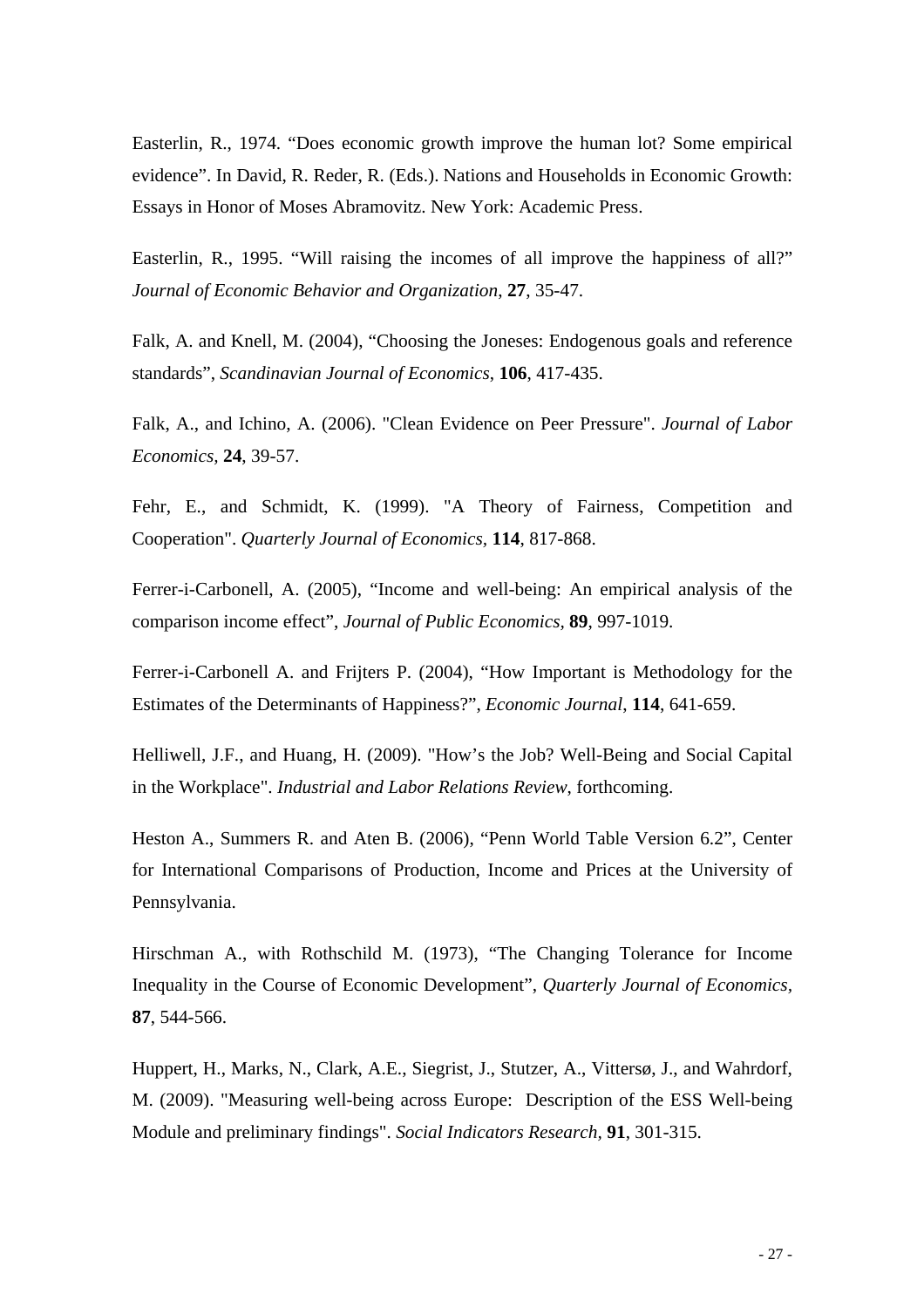Easterlin, R., 1974. "Does economic growth improve the human lot? Some empirical evidence". In David, R. Reder, R. (Eds.). Nations and Households in Economic Growth: Essays in Honor of Moses Abramovitz. New York: Academic Press.

Easterlin, R., 1995. "Will raising the incomes of all improve the happiness of all?" *Journal of Economic Behavior and Organization*, **27**, 35-47.

Falk, A. and Knell, M. (2004), "Choosing the Joneses: Endogenous goals and reference standards", *Scandinavian Journal of Economics*, **106**, 417-435.

Falk, A., and Ichino, A. (2006). "Clean Evidence on Peer Pressure". *Journal of Labor Economics*, **24**, 39-57.

Fehr, E., and Schmidt, K. (1999). "A Theory of Fairness, Competition and Cooperation". *Quarterly Journal of Economics*, **114**, 817-868.

Ferrer-i-Carbonell, A. (2005), "Income and well-being: An empirical analysis of the comparison income effect", *Journal of Public Economics*, **89**, 997-1019.

Ferrer-i-Carbonell A. and Frijters P. (2004), "How Important is Methodology for the Estimates of the Determinants of Happiness?", *Economic Journal*, **114**, 641-659.

Helliwell, J.F., and Huang, H. (2009). "How's the Job? Well-Being and Social Capital in the Workplace". *Industrial and Labor Relations Review*, forthcoming.

Heston A., Summers R. and Aten B. (2006), "Penn World Table Version 6.2", Center for International Comparisons of Production, Income and Prices at the University of Pennsylvania.

Hirschman A., with Rothschild M. (1973), "The Changing Tolerance for Income Inequality in the Course of Economic Development", *Quarterly Journal of Economics*, **87**, 544-566.

Huppert, H., Marks, N., Clark, A.E., Siegrist, J., Stutzer, A., Vittersø, J., and Wahrdorf, M. (2009). "Measuring well-being across Europe: Description of the ESS Well-being Module and preliminary findings". *Social Indicators Research*, **91**, 301-315.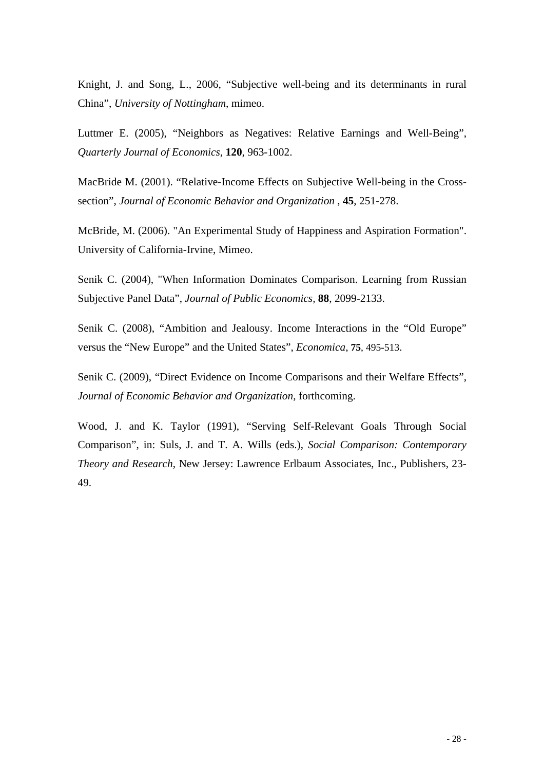Knight, J. and Song, L., 2006, "Subjective well-being and its determinants in rural China", *University of Nottingham*, mimeo.

Luttmer E. (2005), "Neighbors as Negatives: Relative Earnings and Well-Being", *Quarterly Journal of Economics*, **120**, 963-1002.

MacBride M. (2001). "Relative-Income Effects on Subjective Well-being in the Cross-section", *Journal of Economic Behavior and Organization* , **45**, 251-278.

McBride, M. (2006). "An Experimental Study of Happiness and Aspiration Formation". University of California-Irvine, Mimeo.

Senik C. (2004), "When Information Dominates Comparison. Learning from Russian Subjective Panel Data", *Journal of Public Economics,* **88**, 2099-2133.

Senik C. (2008), "Ambition and Jealousy. Income Interactions in the "Old Europe" versus the "New Europe" and the United States", *Economica*, **75**, 495-513.

Senik C. (2009), "Direct Evidence on Income Comparisons and their Welfare Effects", *Journal of Economic Behavior and Organization*, forthcoming.

Wood, J. and K. Taylor (1991), "Serving Self-Relevant Goals Through Social Comparison", in: Suls, J. and T. A. Wills (eds.), *Social Comparison: Contemporary Theory and Research*, New Jersey: Lawrence Erlbaum Associates, Inc., Publishers, 23-49.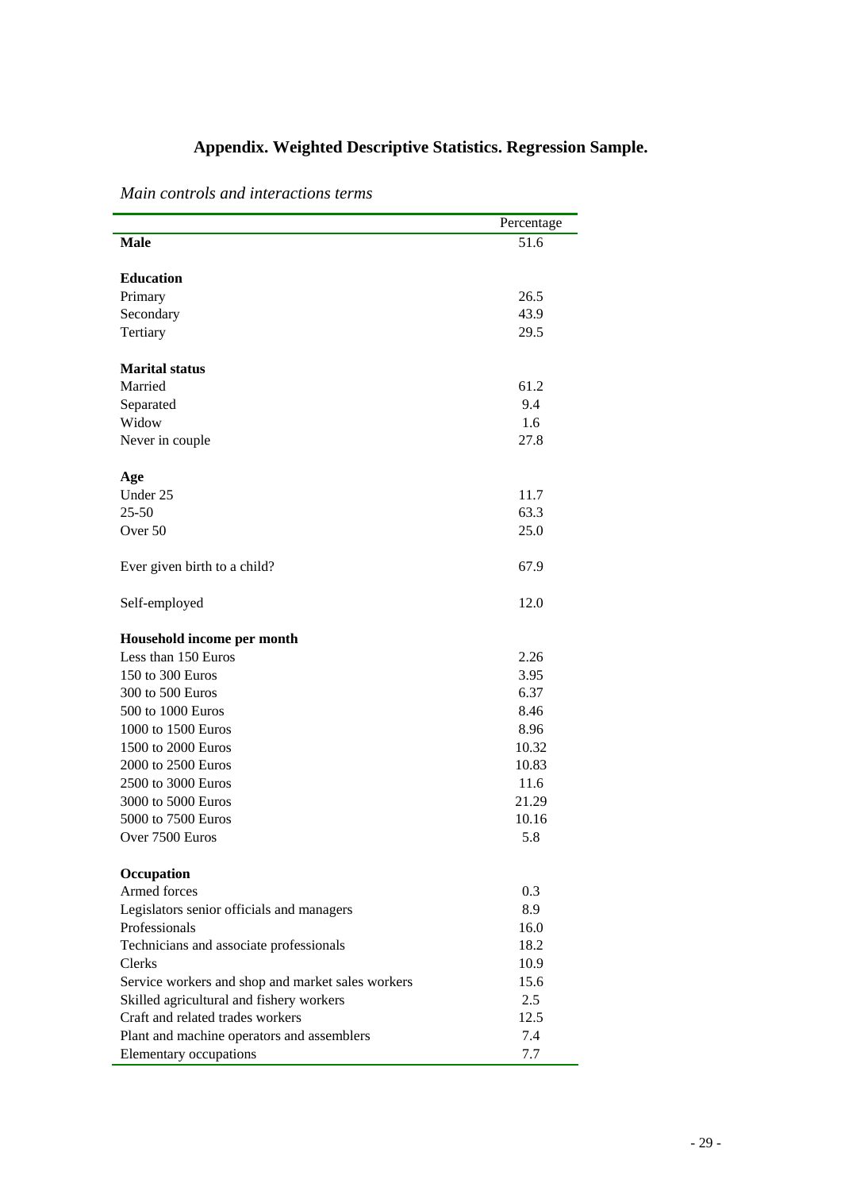# Appendix. Weighted Descriptive Statistics. Regression Sample.

*Main controls and interactions terms*

| | Percentage |
|---|---|
| **Male** | 51.6 |
| | |
| **Education** | |
| Primary | 26.5 |
| Secondary | 43.9 |
| Tertiary | 29.5 |
| | |
| **Marital status** | |
| Married | 61.2 |
| Separated | 9.4 |
| Widow | 1.6 |
| Never in couple | 27.8 |
| | |
| **Age** | |
| Under 25 | 11.7 |
| 25-50 | 63.3 |
| Over 50 | 25.0 |
| | |
| Ever given birth to a child? | 67.9 |
| | |
| Self-employed | 12.0 |
| | |
| **Household income per month** | |
| Less than 150 Euros | 2.26 |
| 150 to 300 Euros | 3.95 |
| 300 to 500 Euros | 6.37 |
| 500 to 1000 Euros | 8.46 |
| 1000 to 1500 Euros | 8.96 |
| 1500 to 2000 Euros | 10.32 |
| 2000 to 2500 Euros | 10.83 |
| 2500 to 3000 Euros | 11.6 |
| 3000 to 5000 Euros | 21.29 |
| 5000 to 7500 Euros | 10.16 |
| Over 7500 Euros | 5.8 |
| | |
| **Occupation** | |
| Armed forces | 0.3 |
| Legislators senior officials and managers | 8.9 |
| Professionals | 16.0 |
| Technicians and associate professionals | 18.2 |
| Clerks | 10.9 |
| Service workers and shop and market sales workers | 15.6 |
| Skilled agricultural and fishery workers | 2.5 |
| Craft and related trades workers | 12.5 |
| Plant and machine operators and assemblers | 7.4 |
| Elementary occupations | 7.7 |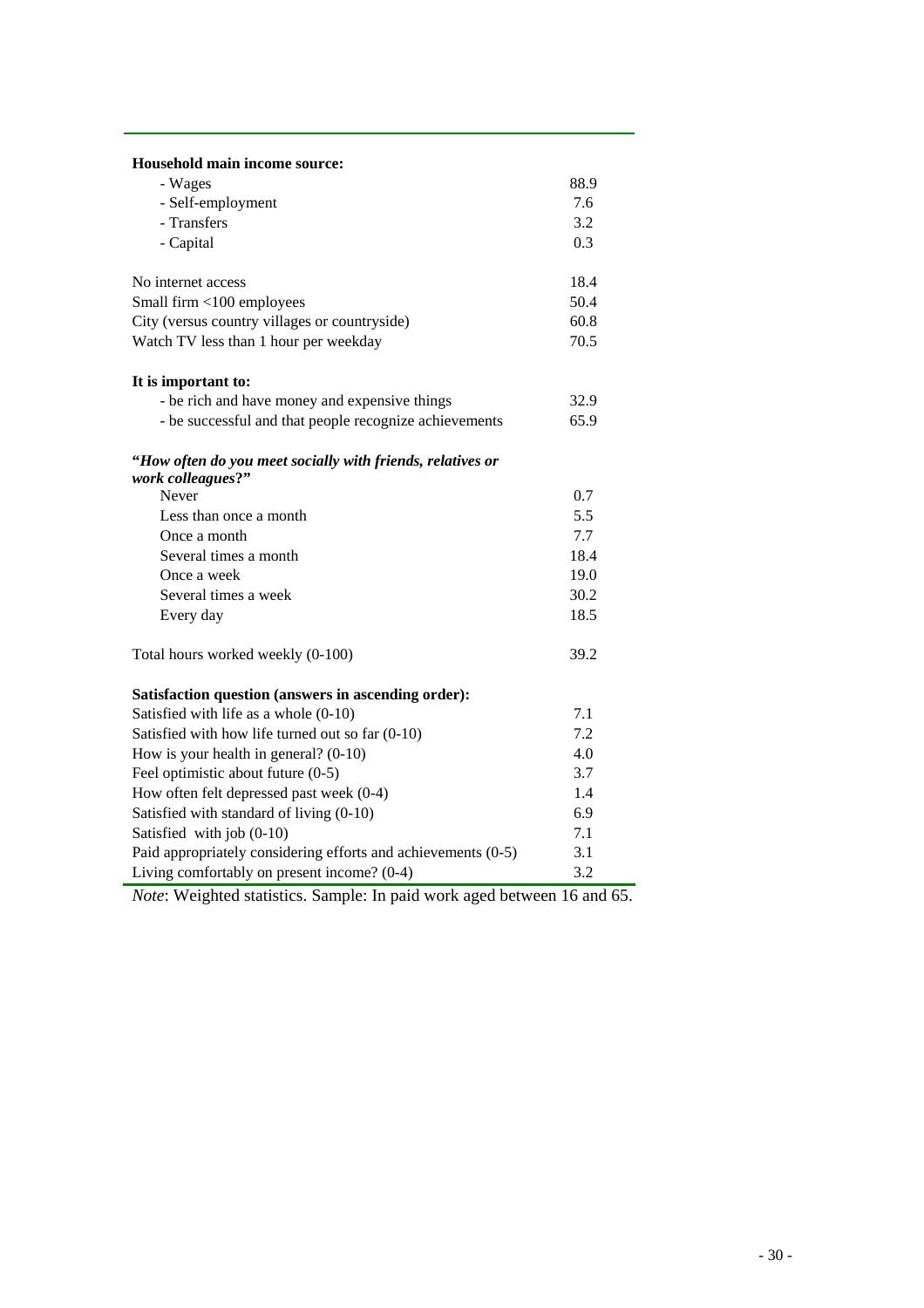| | |
|---|---|
| **Household main income source:** | |
| - Wages | 88.9 |
| - Self-employment | 7.6 |
| - Transfers | 3.2 |
| - Capital | 0.3 |
| No internet access | 18.4 |
| Small firm <100 employees | 50.4 |
| City (versus country villages or countryside) | 60.8 |
| Watch TV less than 1 hour per weekday | 70.5 |
| **It is important to:** | |
| - be rich and have money and expensive things | 32.9 |
| - be successful and that people recognize achievements | 65.9 |
| ***"How often do you meet socially with friends, relatives or work colleagues?"*** | |
| Never | 0.7 |
| Less than once a month | 5.5 |
| Once a month | 7.7 |
| Several times a month | 18.4 |
| Once a week | 19.0 |
| Several times a week | 30.2 |
| Every day | 18.5 |
| Total hours worked weekly (0-100) | 39.2 |
| **Satisfaction question (answers in ascending order):** | |
| Satisfied with life as a whole (0-10) | 7.1 |
| Satisfied with how life turned out so far (0-10) | 7.2 |
| How is your health in general? (0-10) | 4.0 |
| Feel optimistic about future (0-5) | 3.7 |
| How often felt depressed past week (0-4) | 1.4 |
| Satisfied with standard of living (0-10) | 6.9 |
| Satisfied with job (0-10) | 7.1 |
| Paid appropriately considering efforts and achievements (0-5) | 3.1 |
| Living comfortably on present income? (0-4) | 3.2 |

*Note*: Weighted statistics. Sample: In paid work aged between 16 and 65.